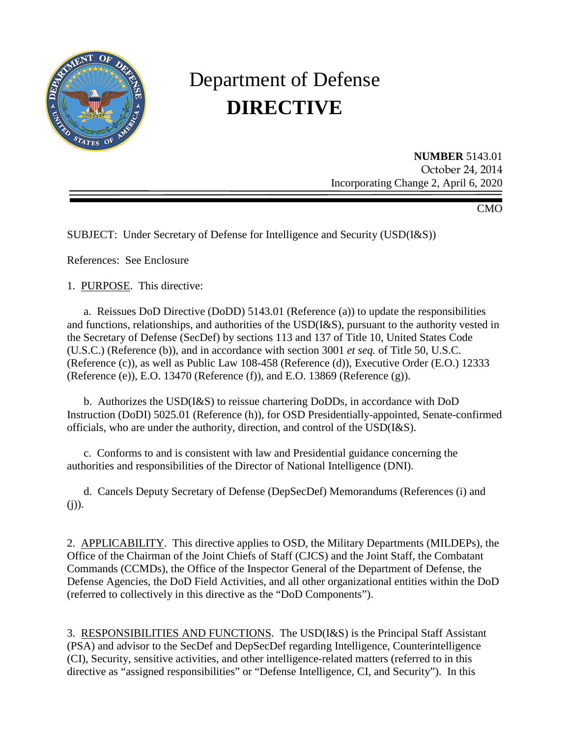# Department of Defense
# DIRECTIVE

**NUMBER** 5143.01
October 24, 2014
Incorporating Change 2, April 6, 2020

CMO

SUBJECT: Under Secretary of Defense for Intelligence and Security (USD(I&S))

References: See Enclosure

1. PURPOSE. This directive:

a. Reissues DoD Directive (DoDD) 5143.01 (Reference (a)) to update the responsibilities and functions, relationships, and authorities of the USD(I&S), pursuant to the authority vested in the Secretary of Defense (SecDef) by sections 113 and 137 of Title 10, United States Code (U.S.C.) (Reference (b)), and in accordance with section 3001 *et seq.* of Title 50, U.S.C. (Reference (c)), as well as Public Law 108-458 (Reference (d)), Executive Order (E.O.) 12333 (Reference (e)), E.O. 13470 (Reference (f)), and E.O. 13869 (Reference (g)).

b. Authorizes the USD(I&S) to reissue chartering DoDDs, in accordance with DoD Instruction (DoDI) 5025.01 (Reference (h)), for OSD Presidentially-appointed, Senate-confirmed officials, who are under the authority, direction, and control of the USD(I&S).

c. Conforms to and is consistent with law and Presidential guidance concerning the authorities and responsibilities of the Director of National Intelligence (DNI).

d. Cancels Deputy Secretary of Defense (DepSecDef) Memorandums (References (i) and (j)).

2. APPLICABILITY. This directive applies to OSD, the Military Departments (MILDEPs), the Office of the Chairman of the Joint Chiefs of Staff (CJCS) and the Joint Staff, the Combatant Commands (CCMDs), the Office of the Inspector General of the Department of Defense, the Defense Agencies, the DoD Field Activities, and all other organizational entities within the DoD (referred to collectively in this directive as the "DoD Components").

3. RESPONSIBILITIES AND FUNCTIONS. The USD(I&S) is the Principal Staff Assistant (PSA) and advisor to the SecDef and DepSecDef regarding Intelligence, Counterintelligence (CI), Security, sensitive activities, and other intelligence-related matters (referred to in this directive as "assigned responsibilities" or "Defense Intelligence, CI, and Security"). In this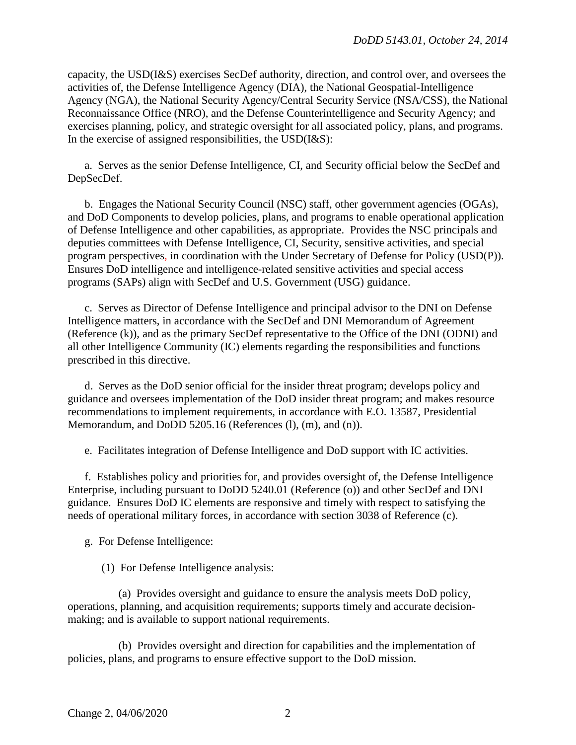capacity, the USD(I&S) exercises SecDef authority, direction, and control over, and oversees the activities of, the Defense Intelligence Agency (DIA), the National Geospatial-Intelligence Agency (NGA), the National Security Agency/Central Security Service (NSA/CSS), the National Reconnaissance Office (NRO), and the Defense Counterintelligence and Security Agency; and exercises planning, policy, and strategic oversight for all associated policy, plans, and programs. In the exercise of assigned responsibilities, the USD(I&S):

a. Serves as the senior Defense Intelligence, CI, and Security official below the SecDef and DepSecDef.

b. Engages the National Security Council (NSC) staff, other government agencies (OGAs), and DoD Components to develop policies, plans, and programs to enable operational application of Defense Intelligence and other capabilities, as appropriate. Provides the NSC principals and deputies committees with Defense Intelligence, CI, Security, sensitive activities, and special program perspectives, in coordination with the Under Secretary of Defense for Policy (USD(P)). Ensures DoD intelligence and intelligence-related sensitive activities and special access programs (SAPs) align with SecDef and U.S. Government (USG) guidance.

c. Serves as Director of Defense Intelligence and principal advisor to the DNI on Defense Intelligence matters, in accordance with the SecDef and DNI Memorandum of Agreement (Reference (k)), and as the primary SecDef representative to the Office of the DNI (ODNI) and all other Intelligence Community (IC) elements regarding the responsibilities and functions prescribed in this directive.

d. Serves as the DoD senior official for the insider threat program; develops policy and guidance and oversees implementation of the DoD insider threat program; and makes resource recommendations to implement requirements, in accordance with E.O. 13587, Presidential Memorandum, and DoDD 5205.16 (References (l), (m), and (n)).

e. Facilitates integration of Defense Intelligence and DoD support with IC activities.

f. Establishes policy and priorities for, and provides oversight of, the Defense Intelligence Enterprise, including pursuant to DoDD 5240.01 (Reference (o)) and other SecDef and DNI guidance. Ensures DoD IC elements are responsive and timely with respect to satisfying the needs of operational military forces, in accordance with section 3038 of Reference (c).

g. For Defense Intelligence:

(1) For Defense Intelligence analysis:

(a) Provides oversight and guidance to ensure the analysis meets DoD policy, operations, planning, and acquisition requirements; supports timely and accurate decision-making; and is available to support national requirements.

(b) Provides oversight and direction for capabilities and the implementation of policies, plans, and programs to ensure effective support to the DoD mission.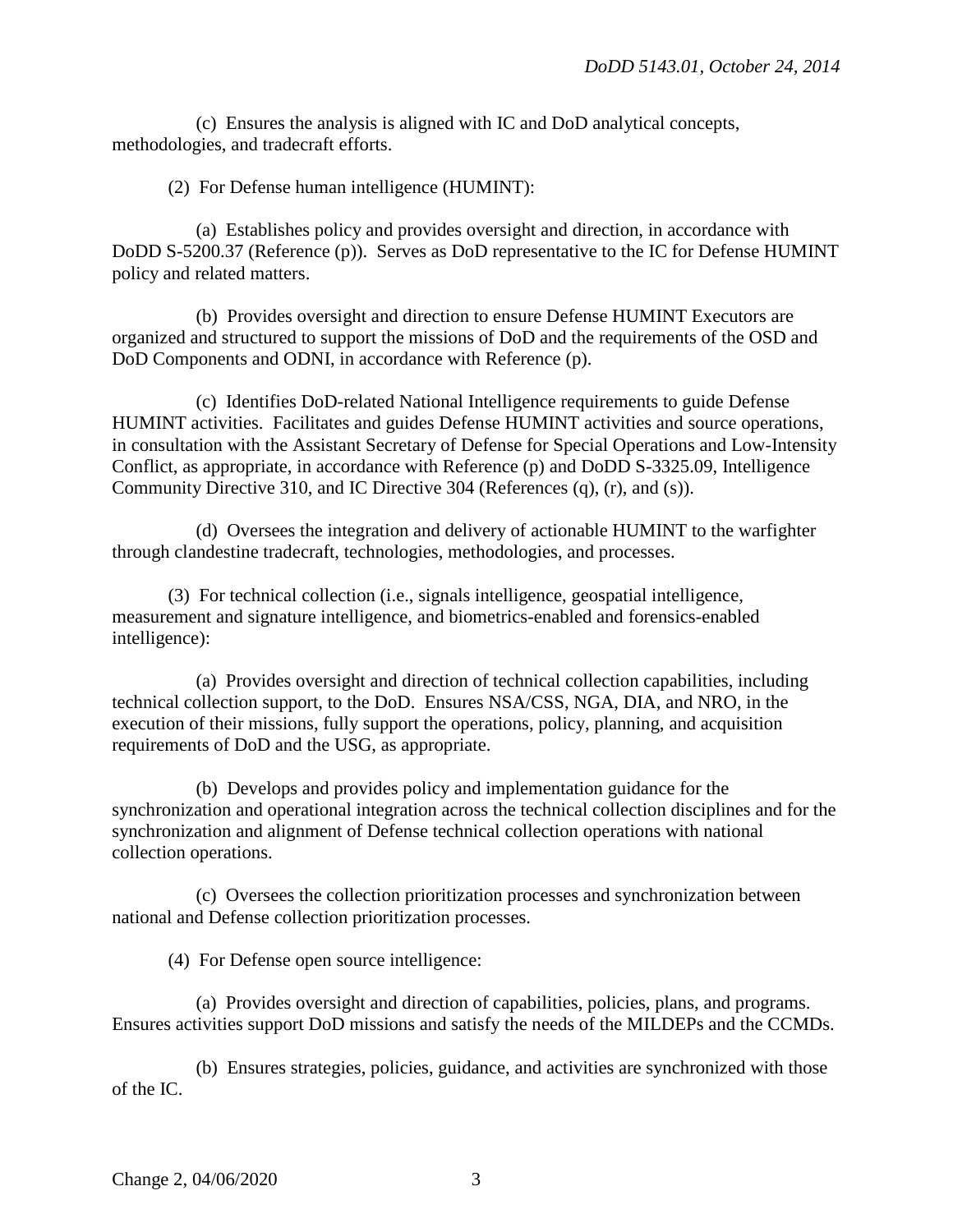(c) Ensures the analysis is aligned with IC and DoD analytical concepts, methodologies, and tradecraft efforts.

(2) For Defense human intelligence (HUMINT):

(a) Establishes policy and provides oversight and direction, in accordance with DoDD S-5200.37 (Reference (p)). Serves as DoD representative to the IC for Defense HUMINT policy and related matters.

(b) Provides oversight and direction to ensure Defense HUMINT Executors are organized and structured to support the missions of DoD and the requirements of the OSD and DoD Components and ODNI, in accordance with Reference (p).

(c) Identifies DoD-related National Intelligence requirements to guide Defense HUMINT activities. Facilitates and guides Defense HUMINT activities and source operations, in consultation with the Assistant Secretary of Defense for Special Operations and Low-Intensity Conflict, as appropriate, in accordance with Reference (p) and DoDD S-3325.09, Intelligence Community Directive 310, and IC Directive 304 (References (q), (r), and (s)).

(d) Oversees the integration and delivery of actionable HUMINT to the warfighter through clandestine tradecraft, technologies, methodologies, and processes.

(3) For technical collection (i.e., signals intelligence, geospatial intelligence, measurement and signature intelligence, and biometrics-enabled and forensics-enabled intelligence):

(a) Provides oversight and direction of technical collection capabilities, including technical collection support, to the DoD. Ensures NSA/CSS, NGA, DIA, and NRO, in the execution of their missions, fully support the operations, policy, planning, and acquisition requirements of DoD and the USG, as appropriate.

(b) Develops and provides policy and implementation guidance for the synchronization and operational integration across the technical collection disciplines and for the synchronization and alignment of Defense technical collection operations with national collection operations.

(c) Oversees the collection prioritization processes and synchronization between national and Defense collection prioritization processes.

(4) For Defense open source intelligence:

(a) Provides oversight and direction of capabilities, policies, plans, and programs. Ensures activities support DoD missions and satisfy the needs of the MILDEPs and the CCMDs.

(b) Ensures strategies, policies, guidance, and activities are synchronized with those of the IC.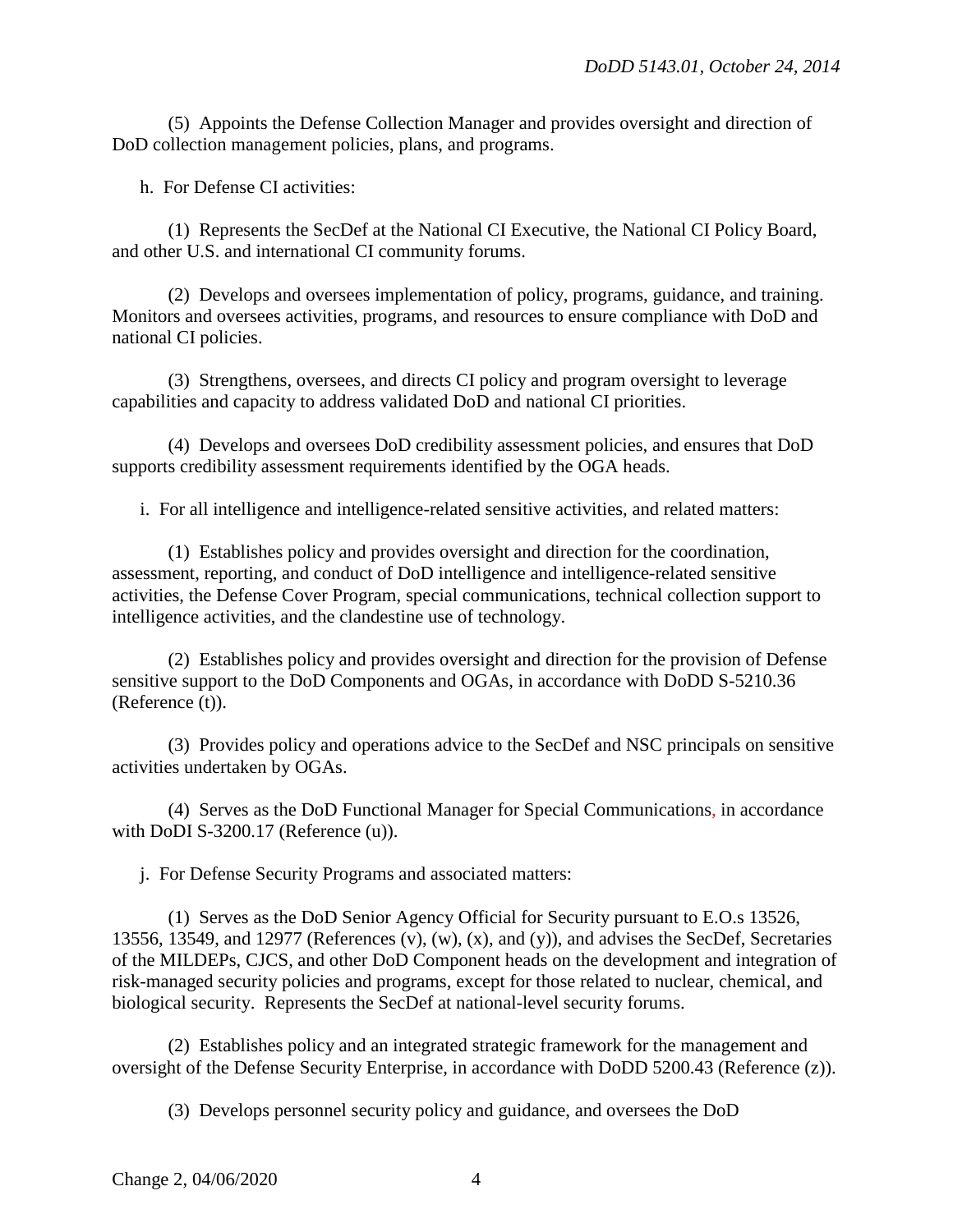(5) Appoints the Defense Collection Manager and provides oversight and direction of DoD collection management policies, plans, and programs.

h. For Defense CI activities:

(1) Represents the SecDef at the National CI Executive, the National CI Policy Board, and other U.S. and international CI community forums.

(2) Develops and oversees implementation of policy, programs, guidance, and training. Monitors and oversees activities, programs, and resources to ensure compliance with DoD and national CI policies.

(3) Strengthens, oversees, and directs CI policy and program oversight to leverage capabilities and capacity to address validated DoD and national CI priorities.

(4) Develops and oversees DoD credibility assessment policies, and ensures that DoD supports credibility assessment requirements identified by the OGA heads.

i. For all intelligence and intelligence-related sensitive activities, and related matters:

(1) Establishes policy and provides oversight and direction for the coordination, assessment, reporting, and conduct of DoD intelligence and intelligence-related sensitive activities, the Defense Cover Program, special communications, technical collection support to intelligence activities, and the clandestine use of technology.

(2) Establishes policy and provides oversight and direction for the provision of Defense sensitive support to the DoD Components and OGAs, in accordance with DoDD S-5210.36 (Reference (t)).

(3) Provides policy and operations advice to the SecDef and NSC principals on sensitive activities undertaken by OGAs.

(4) Serves as the DoD Functional Manager for Special Communications, in accordance with DoDI S-3200.17 (Reference (u)).

j. For Defense Security Programs and associated matters:

(1) Serves as the DoD Senior Agency Official for Security pursuant to E.O.s 13526, 13556, 13549, and 12977 (References (v), (w), (x), and (y)), and advises the SecDef, Secretaries of the MILDEPs, CJCS, and other DoD Component heads on the development and integration of risk-managed security policies and programs, except for those related to nuclear, chemical, and biological security. Represents the SecDef at national-level security forums.

(2) Establishes policy and an integrated strategic framework for the management and oversight of the Defense Security Enterprise, in accordance with DoDD 5200.43 (Reference (z)).

(3) Develops personnel security policy and guidance, and oversees the DoD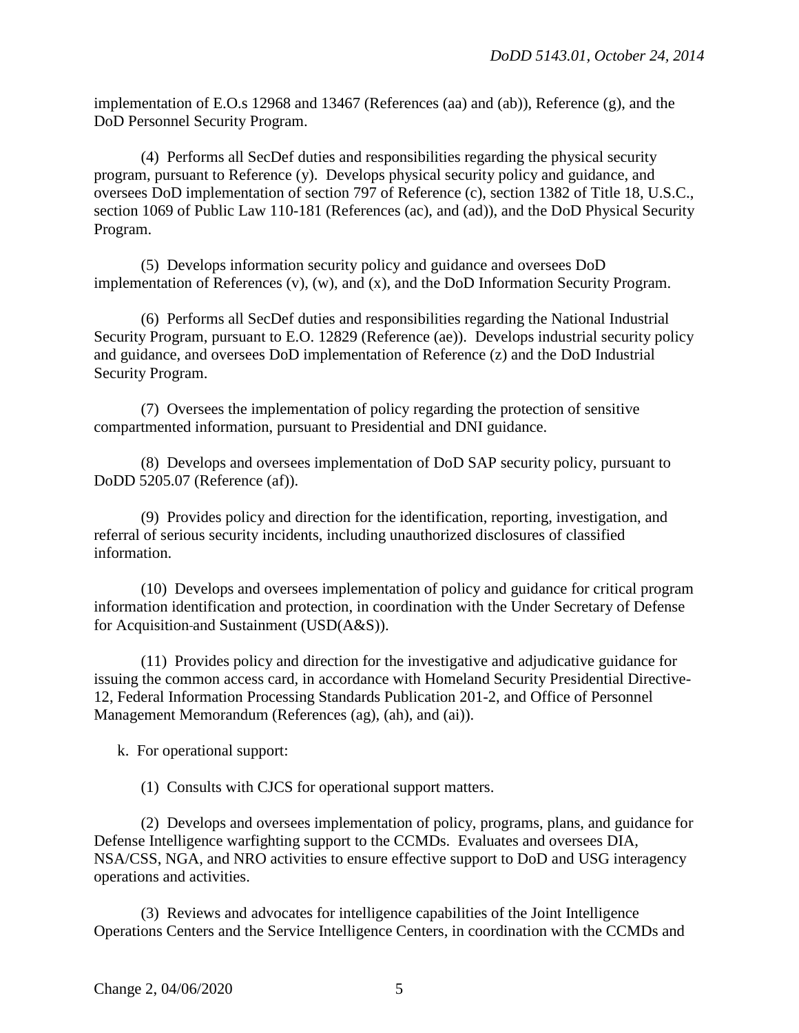implementation of E.O.s 12968 and 13467 (References (aa) and (ab)), Reference (g), and the DoD Personnel Security Program.

(4) Performs all SecDef duties and responsibilities regarding the physical security program, pursuant to Reference (y). Develops physical security policy and guidance, and oversees DoD implementation of section 797 of Reference (c), section 1382 of Title 18, U.S.C., section 1069 of Public Law 110-181 (References (ac), and (ad)), and the DoD Physical Security Program.

(5) Develops information security policy and guidance and oversees DoD implementation of References (v), (w), and (x), and the DoD Information Security Program.

(6) Performs all SecDef duties and responsibilities regarding the National Industrial Security Program, pursuant to E.O. 12829 (Reference (ae)). Develops industrial security policy and guidance, and oversees DoD implementation of Reference (z) and the DoD Industrial Security Program.

(7) Oversees the implementation of policy regarding the protection of sensitive compartmented information, pursuant to Presidential and DNI guidance.

(8) Develops and oversees implementation of DoD SAP security policy, pursuant to DoDD 5205.07 (Reference (af)).

(9) Provides policy and direction for the identification, reporting, investigation, and referral of serious security incidents, including unauthorized disclosures of classified information.

(10) Develops and oversees implementation of policy and guidance for critical program information identification and protection, in coordination with the Under Secretary of Defense for Acquisition and Sustainment (USD(A&S)).

(11) Provides policy and direction for the investigative and adjudicative guidance for issuing the common access card, in accordance with Homeland Security Presidential Directive-12, Federal Information Processing Standards Publication 201-2, and Office of Personnel Management Memorandum (References (ag), (ah), and (ai)).

k. For operational support:

(1) Consults with CJCS for operational support matters.

(2) Develops and oversees implementation of policy, programs, plans, and guidance for Defense Intelligence warfighting support to the CCMDs. Evaluates and oversees DIA, NSA/CSS, NGA, and NRO activities to ensure effective support to DoD and USG interagency operations and activities.

(3) Reviews and advocates for intelligence capabilities of the Joint Intelligence Operations Centers and the Service Intelligence Centers, in coordination with the CCMDs and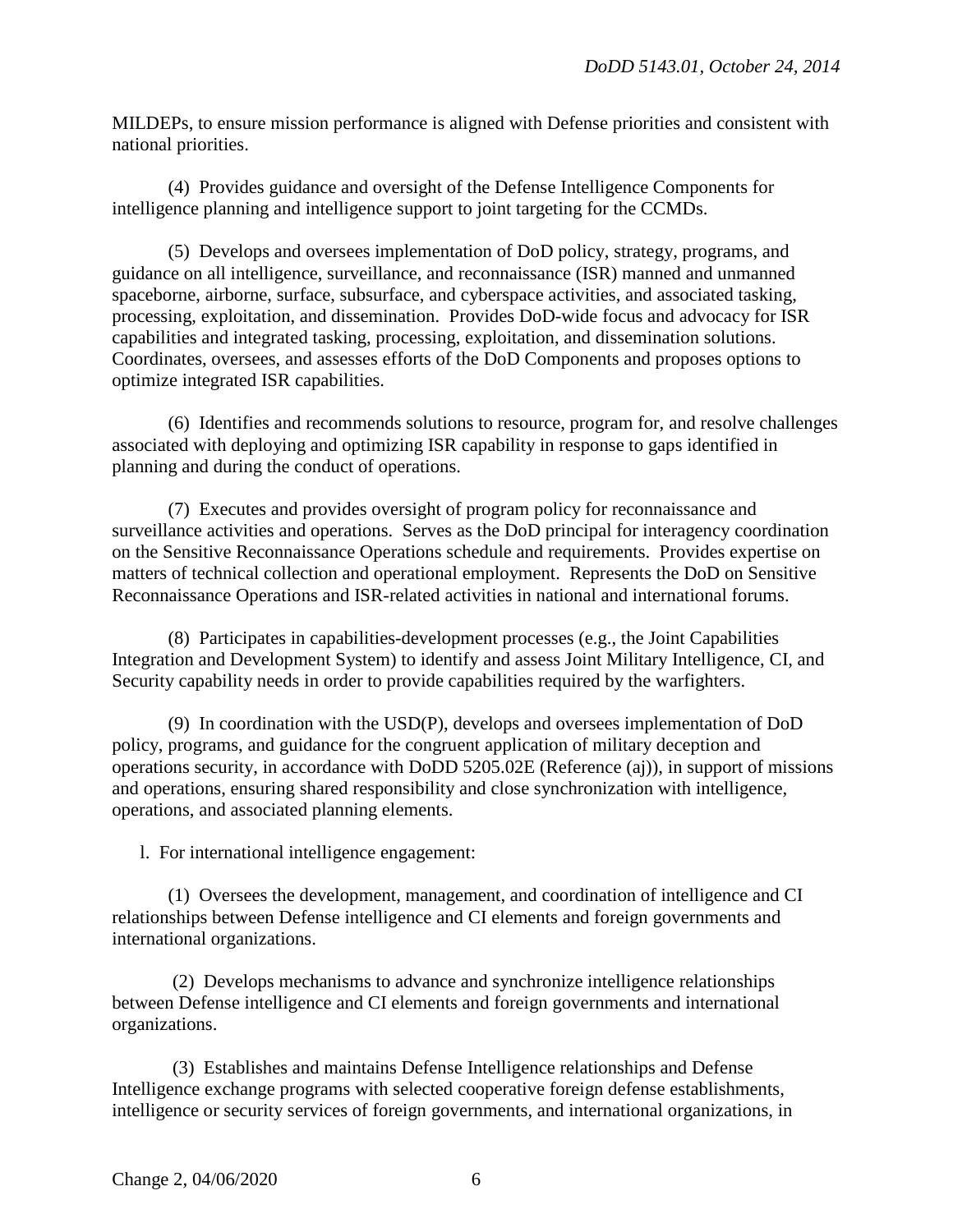MILDEPs, to ensure mission performance is aligned with Defense priorities and consistent with national priorities.

(4) Provides guidance and oversight of the Defense Intelligence Components for intelligence planning and intelligence support to joint targeting for the CCMDs.

(5) Develops and oversees implementation of DoD policy, strategy, programs, and guidance on all intelligence, surveillance, and reconnaissance (ISR) manned and unmanned spaceborne, airborne, surface, subsurface, and cyberspace activities, and associated tasking, processing, exploitation, and dissemination. Provides DoD-wide focus and advocacy for ISR capabilities and integrated tasking, processing, exploitation, and dissemination solutions. Coordinates, oversees, and assesses efforts of the DoD Components and proposes options to optimize integrated ISR capabilities.

(6) Identifies and recommends solutions to resource, program for, and resolve challenges associated with deploying and optimizing ISR capability in response to gaps identified in planning and during the conduct of operations.

(7) Executes and provides oversight of program policy for reconnaissance and surveillance activities and operations. Serves as the DoD principal for interagency coordination on the Sensitive Reconnaissance Operations schedule and requirements. Provides expertise on matters of technical collection and operational employment. Represents the DoD on Sensitive Reconnaissance Operations and ISR-related activities in national and international forums.

(8) Participates in capabilities-development processes (e.g., the Joint Capabilities Integration and Development System) to identify and assess Joint Military Intelligence, CI, and Security capability needs in order to provide capabilities required by the warfighters.

(9) In coordination with the USD(P), develops and oversees implementation of DoD policy, programs, and guidance for the congruent application of military deception and operations security, in accordance with DoDD 5205.02E (Reference (aj)), in support of missions and operations, ensuring shared responsibility and close synchronization with intelligence, operations, and associated planning elements.

l. For international intelligence engagement:

(1) Oversees the development, management, and coordination of intelligence and CI relationships between Defense intelligence and CI elements and foreign governments and international organizations.

(2) Develops mechanisms to advance and synchronize intelligence relationships between Defense intelligence and CI elements and foreign governments and international organizations.

(3) Establishes and maintains Defense Intelligence relationships and Defense Intelligence exchange programs with selected cooperative foreign defense establishments, intelligence or security services of foreign governments, and international organizations, in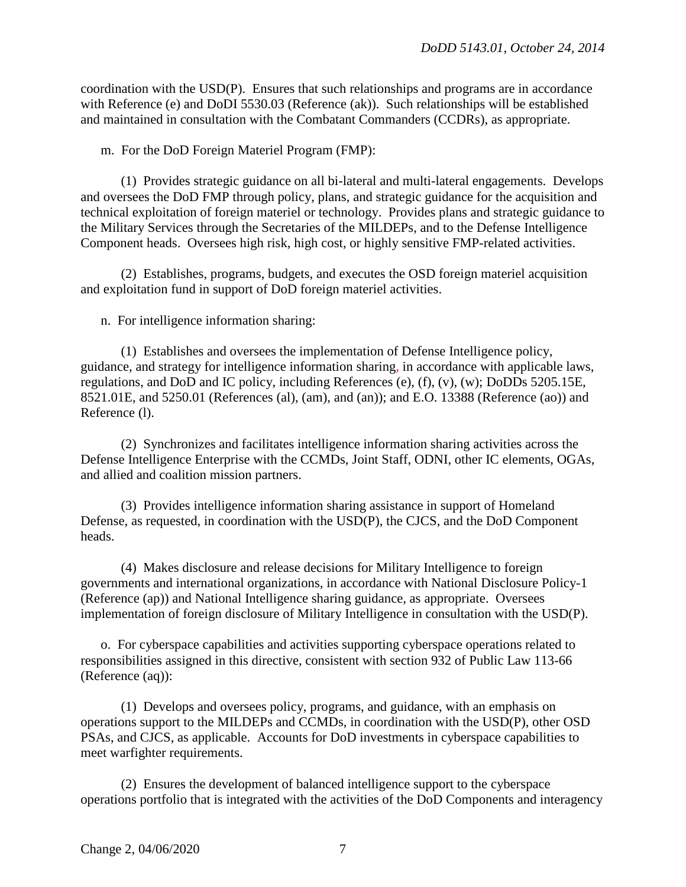coordination with the USD(P). Ensures that such relationships and programs are in accordance with Reference (e) and DoDI 5530.03 (Reference (ak)). Such relationships will be established and maintained in consultation with the Combatant Commanders (CCDRs), as appropriate.

m. For the DoD Foreign Materiel Program (FMP):

(1) Provides strategic guidance on all bi-lateral and multi-lateral engagements. Develops and oversees the DoD FMP through policy, plans, and strategic guidance for the acquisition and technical exploitation of foreign materiel or technology. Provides plans and strategic guidance to the Military Services through the Secretaries of the MILDEPs, and to the Defense Intelligence Component heads. Oversees high risk, high cost, or highly sensitive FMP-related activities.

(2) Establishes, programs, budgets, and executes the OSD foreign materiel acquisition and exploitation fund in support of DoD foreign materiel activities.

n. For intelligence information sharing:

(1) Establishes and oversees the implementation of Defense Intelligence policy, guidance, and strategy for intelligence information sharing, in accordance with applicable laws, regulations, and DoD and IC policy, including References (e), (f), (v), (w); DoDDs 5205.15E, 8521.01E, and 5250.01 (References (al), (am), and (an)); and E.O. 13388 (Reference (ao)) and Reference (l).

(2) Synchronizes and facilitates intelligence information sharing activities across the Defense Intelligence Enterprise with the CCMDs, Joint Staff, ODNI, other IC elements, OGAs, and allied and coalition mission partners.

(3) Provides intelligence information sharing assistance in support of Homeland Defense, as requested, in coordination with the USD(P), the CJCS, and the DoD Component heads.

(4) Makes disclosure and release decisions for Military Intelligence to foreign governments and international organizations, in accordance with National Disclosure Policy-1 (Reference (ap)) and National Intelligence sharing guidance, as appropriate. Oversees implementation of foreign disclosure of Military Intelligence in consultation with the USD(P).

o. For cyberspace capabilities and activities supporting cyberspace operations related to responsibilities assigned in this directive, consistent with section 932 of Public Law 113-66 (Reference (aq)):

(1) Develops and oversees policy, programs, and guidance, with an emphasis on operations support to the MILDEPs and CCMDs, in coordination with the USD(P), other OSD PSAs, and CJCS, as applicable. Accounts for DoD investments in cyberspace capabilities to meet warfighter requirements.

(2) Ensures the development of balanced intelligence support to the cyberspace operations portfolio that is integrated with the activities of the DoD Components and interagency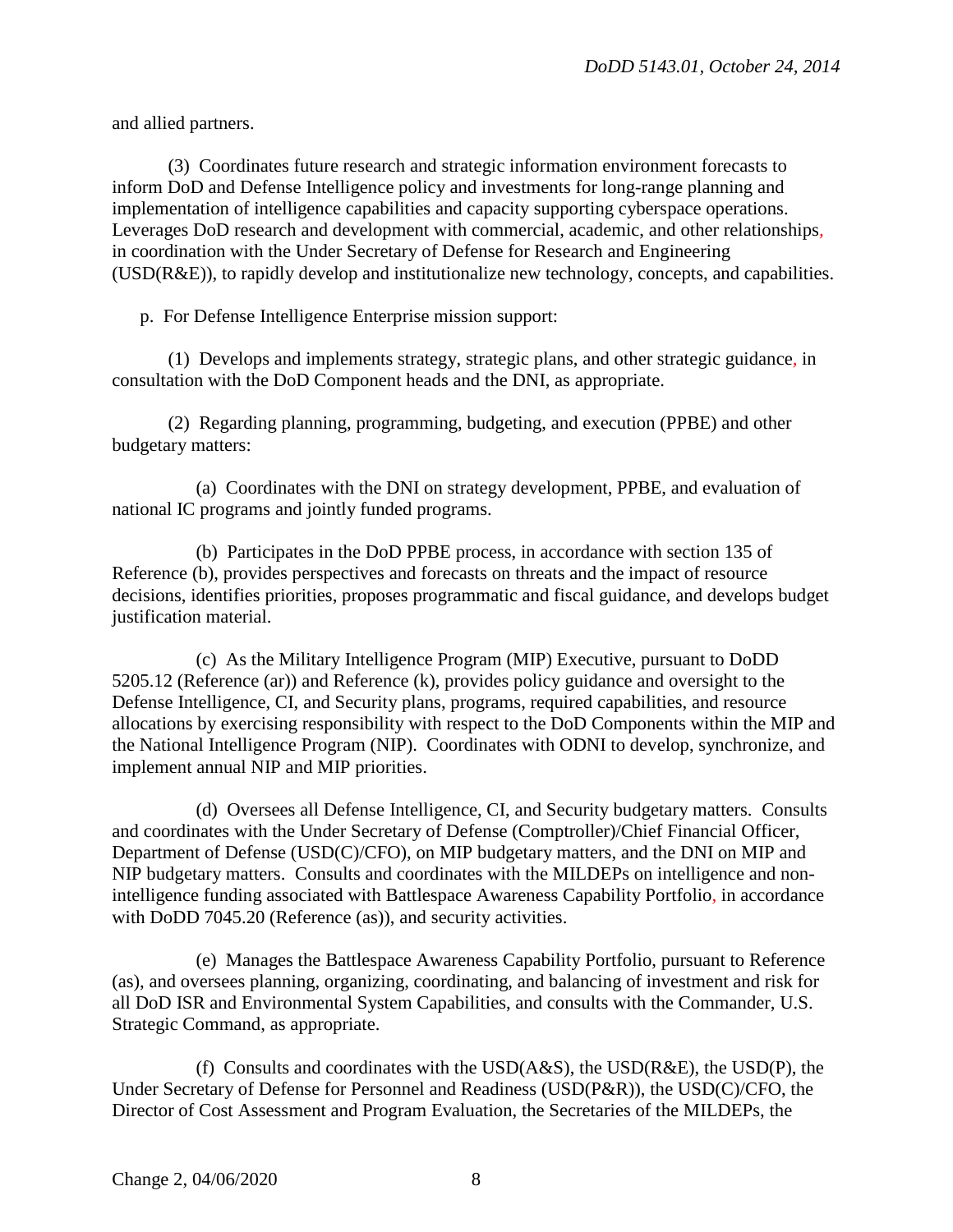and allied partners.

(3) Coordinates future research and strategic information environment forecasts to inform DoD and Defense Intelligence policy and investments for long-range planning and implementation of intelligence capabilities and capacity supporting cyberspace operations. Leverages DoD research and development with commercial, academic, and other relationships, in coordination with the Under Secretary of Defense for Research and Engineering (USD(R&E)), to rapidly develop and institutionalize new technology, concepts, and capabilities.

p. For Defense Intelligence Enterprise mission support:

(1) Develops and implements strategy, strategic plans, and other strategic guidance, in consultation with the DoD Component heads and the DNI, as appropriate.

(2) Regarding planning, programming, budgeting, and execution (PPBE) and other budgetary matters:

(a) Coordinates with the DNI on strategy development, PPBE, and evaluation of national IC programs and jointly funded programs.

(b) Participates in the DoD PPBE process, in accordance with section 135 of Reference (b), provides perspectives and forecasts on threats and the impact of resource decisions, identifies priorities, proposes programmatic and fiscal guidance, and develops budget justification material.

(c) As the Military Intelligence Program (MIP) Executive, pursuant to DoDD 5205.12 (Reference (ar)) and Reference (k), provides policy guidance and oversight to the Defense Intelligence, CI, and Security plans, programs, required capabilities, and resource allocations by exercising responsibility with respect to the DoD Components within the MIP and the National Intelligence Program (NIP). Coordinates with ODNI to develop, synchronize, and implement annual NIP and MIP priorities.

(d) Oversees all Defense Intelligence, CI, and Security budgetary matters. Consults and coordinates with the Under Secretary of Defense (Comptroller)/Chief Financial Officer, Department of Defense (USD(C)/CFO), on MIP budgetary matters, and the DNI on MIP and NIP budgetary matters. Consults and coordinates with the MILDEPs on intelligence and non-intelligence funding associated with Battlespace Awareness Capability Portfolio, in accordance with DoDD 7045.20 (Reference (as)), and security activities.

(e) Manages the Battlespace Awareness Capability Portfolio, pursuant to Reference (as), and oversees planning, organizing, coordinating, and balancing of investment and risk for all DoD ISR and Environmental System Capabilities, and consults with the Commander, U.S. Strategic Command, as appropriate.

(f) Consults and coordinates with the USD(A&S), the USD(R&E), the USD(P), the Under Secretary of Defense for Personnel and Readiness (USD(P&R)), the USD(C)/CFO, the Director of Cost Assessment and Program Evaluation, the Secretaries of the MILDEPs, the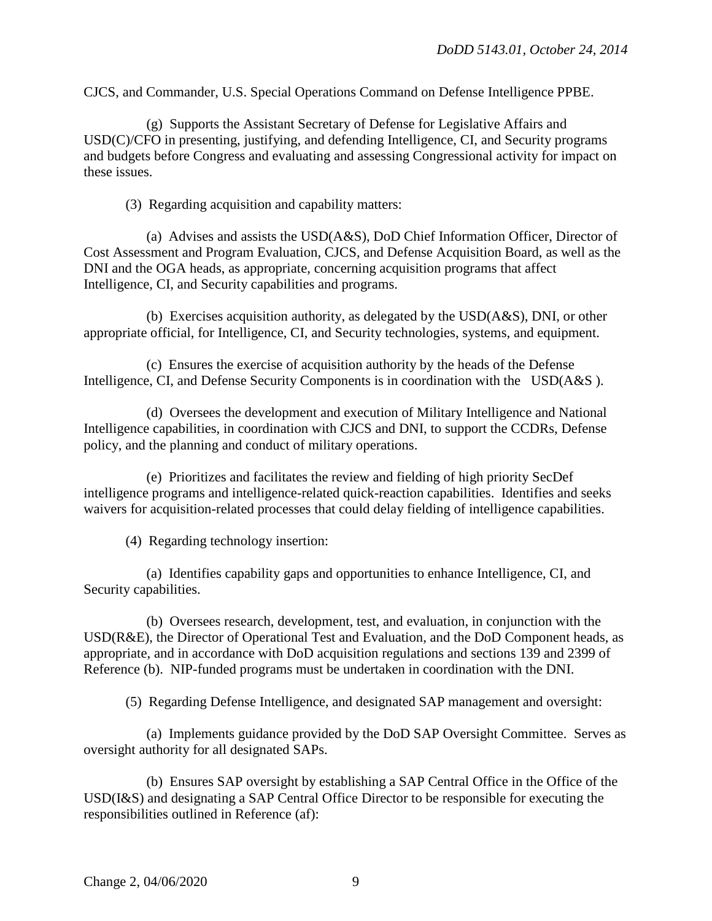CJCS, and Commander, U.S. Special Operations Command on Defense Intelligence PPBE.

(g) Supports the Assistant Secretary of Defense for Legislative Affairs and USD(C)/CFO in presenting, justifying, and defending Intelligence, CI, and Security programs and budgets before Congress and evaluating and assessing Congressional activity for impact on these issues.

(3) Regarding acquisition and capability matters:

(a) Advises and assists the USD(A&S), DoD Chief Information Officer, Director of Cost Assessment and Program Evaluation, CJCS, and Defense Acquisition Board, as well as the DNI and the OGA heads, as appropriate, concerning acquisition programs that affect Intelligence, CI, and Security capabilities and programs.

(b) Exercises acquisition authority, as delegated by the USD(A&S), DNI, or other appropriate official, for Intelligence, CI, and Security technologies, systems, and equipment.

(c) Ensures the exercise of acquisition authority by the heads of the Defense Intelligence, CI, and Defense Security Components is in coordination with the USD(A&S ).

(d) Oversees the development and execution of Military Intelligence and National Intelligence capabilities, in coordination with CJCS and DNI, to support the CCDRs, Defense policy, and the planning and conduct of military operations.

(e) Prioritizes and facilitates the review and fielding of high priority SecDef intelligence programs and intelligence-related quick-reaction capabilities. Identifies and seeks waivers for acquisition-related processes that could delay fielding of intelligence capabilities.

(4) Regarding technology insertion:

(a) Identifies capability gaps and opportunities to enhance Intelligence, CI, and Security capabilities.

(b) Oversees research, development, test, and evaluation, in conjunction with the USD(R&E), the Director of Operational Test and Evaluation, and the DoD Component heads, as appropriate, and in accordance with DoD acquisition regulations and sections 139 and 2399 of Reference (b). NIP-funded programs must be undertaken in coordination with the DNI.

(5) Regarding Defense Intelligence, and designated SAP management and oversight:

(a) Implements guidance provided by the DoD SAP Oversight Committee. Serves as oversight authority for all designated SAPs.

(b) Ensures SAP oversight by establishing a SAP Central Office in the Office of the USD(I&S) and designating a SAP Central Office Director to be responsible for executing the responsibilities outlined in Reference (af):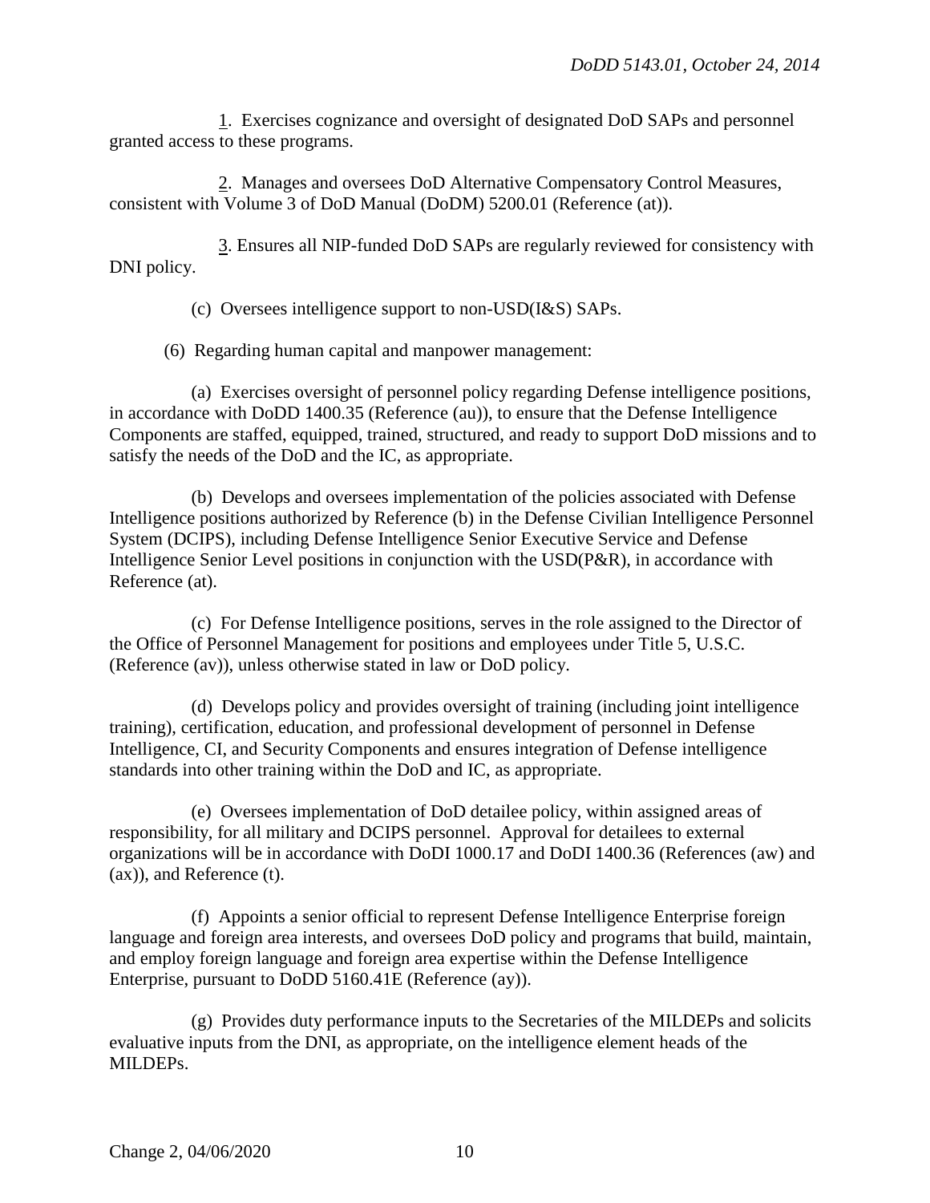1. Exercises cognizance and oversight of designated DoD SAPs and personnel granted access to these programs.

2. Manages and oversees DoD Alternative Compensatory Control Measures, consistent with Volume 3 of DoD Manual (DoDM) 5200.01 (Reference (at)).

3. Ensures all NIP-funded DoD SAPs are regularly reviewed for consistency with DNI policy.

(c) Oversees intelligence support to non-USD(I&S) SAPs.

(6) Regarding human capital and manpower management:

(a) Exercises oversight of personnel policy regarding Defense intelligence positions, in accordance with DoDD 1400.35 (Reference (au)), to ensure that the Defense Intelligence Components are staffed, equipped, trained, structured, and ready to support DoD missions and to satisfy the needs of the DoD and the IC, as appropriate.

(b) Develops and oversees implementation of the policies associated with Defense Intelligence positions authorized by Reference (b) in the Defense Civilian Intelligence Personnel System (DCIPS), including Defense Intelligence Senior Executive Service and Defense Intelligence Senior Level positions in conjunction with the USD(P&R), in accordance with Reference (at).

(c) For Defense Intelligence positions, serves in the role assigned to the Director of the Office of Personnel Management for positions and employees under Title 5, U.S.C. (Reference (av)), unless otherwise stated in law or DoD policy.

(d) Develops policy and provides oversight of training (including joint intelligence training), certification, education, and professional development of personnel in Defense Intelligence, CI, and Security Components and ensures integration of Defense intelligence standards into other training within the DoD and IC, as appropriate.

(e) Oversees implementation of DoD detailee policy, within assigned areas of responsibility, for all military and DCIPS personnel. Approval for detailees to external organizations will be in accordance with DoDI 1000.17 and DoDI 1400.36 (References (aw) and (ax)), and Reference (t).

(f) Appoints a senior official to represent Defense Intelligence Enterprise foreign language and foreign area interests, and oversees DoD policy and programs that build, maintain, and employ foreign language and foreign area expertise within the Defense Intelligence Enterprise, pursuant to DoDD 5160.41E (Reference (ay)).

(g) Provides duty performance inputs to the Secretaries of the MILDEPs and solicits evaluative inputs from the DNI, as appropriate, on the intelligence element heads of the MILDEPs.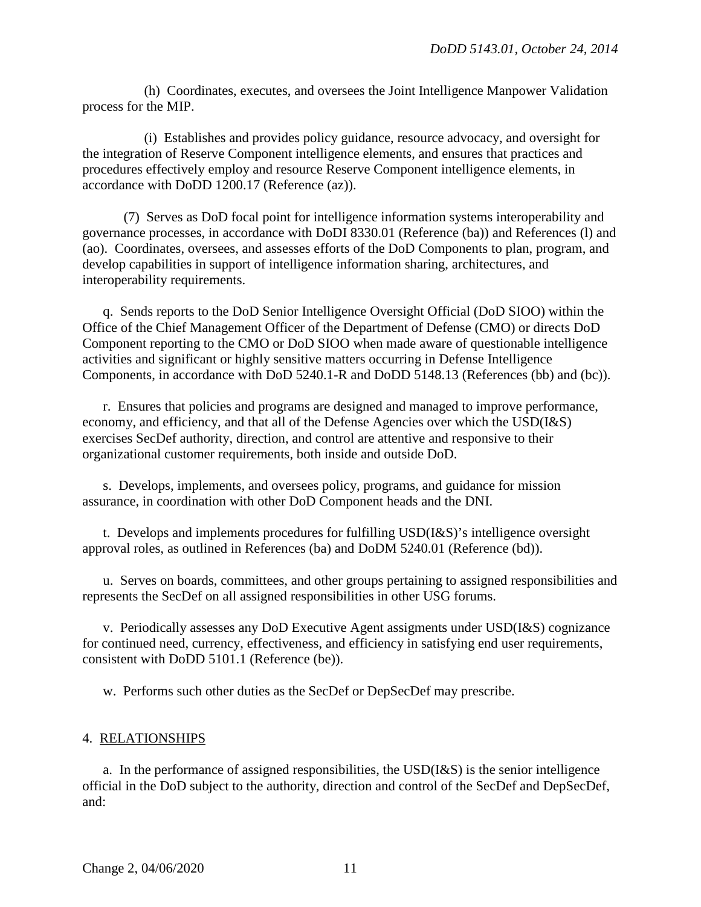(h) Coordinates, executes, and oversees the Joint Intelligence Manpower Validation process for the MIP.

(i) Establishes and provides policy guidance, resource advocacy, and oversight for the integration of Reserve Component intelligence elements, and ensures that practices and procedures effectively employ and resource Reserve Component intelligence elements, in accordance with DoDD 1200.17 (Reference (az)).

(7) Serves as DoD focal point for intelligence information systems interoperability and governance processes, in accordance with DoDI 8330.01 (Reference (ba)) and References (l) and (ao). Coordinates, oversees, and assesses efforts of the DoD Components to plan, program, and develop capabilities in support of intelligence information sharing, architectures, and interoperability requirements.

q. Sends reports to the DoD Senior Intelligence Oversight Official (DoD SIOO) within the Office of the Chief Management Officer of the Department of Defense (CMO) or directs DoD Component reporting to the CMO or DoD SIOO when made aware of questionable intelligence activities and significant or highly sensitive matters occurring in Defense Intelligence Components, in accordance with DoD 5240.1-R and DoDD 5148.13 (References (bb) and (bc)).

r. Ensures that policies and programs are designed and managed to improve performance, economy, and efficiency, and that all of the Defense Agencies over which the USD(I&S) exercises SecDef authority, direction, and control are attentive and responsive to their organizational customer requirements, both inside and outside DoD.

s. Develops, implements, and oversees policy, programs, and guidance for mission assurance, in coordination with other DoD Component heads and the DNI.

t. Develops and implements procedures for fulfilling USD(I&S)'s intelligence oversight approval roles, as outlined in References (ba) and DoDM 5240.01 (Reference (bd)).

u. Serves on boards, committees, and other groups pertaining to assigned responsibilities and represents the SecDef on all assigned responsibilities in other USG forums.

v. Periodically assesses any DoD Executive Agent assigments under USD(I&S) cognizance for continued need, currency, effectiveness, and efficiency in satisfying end user requirements, consistent with DoDD 5101.1 (Reference (be)).

w. Performs such other duties as the SecDef or DepSecDef may prescribe.

4. RELATIONSHIPS

a. In the performance of assigned responsibilities, the USD(I&S) is the senior intelligence official in the DoD subject to the authority, direction and control of the SecDef and DepSecDef, and: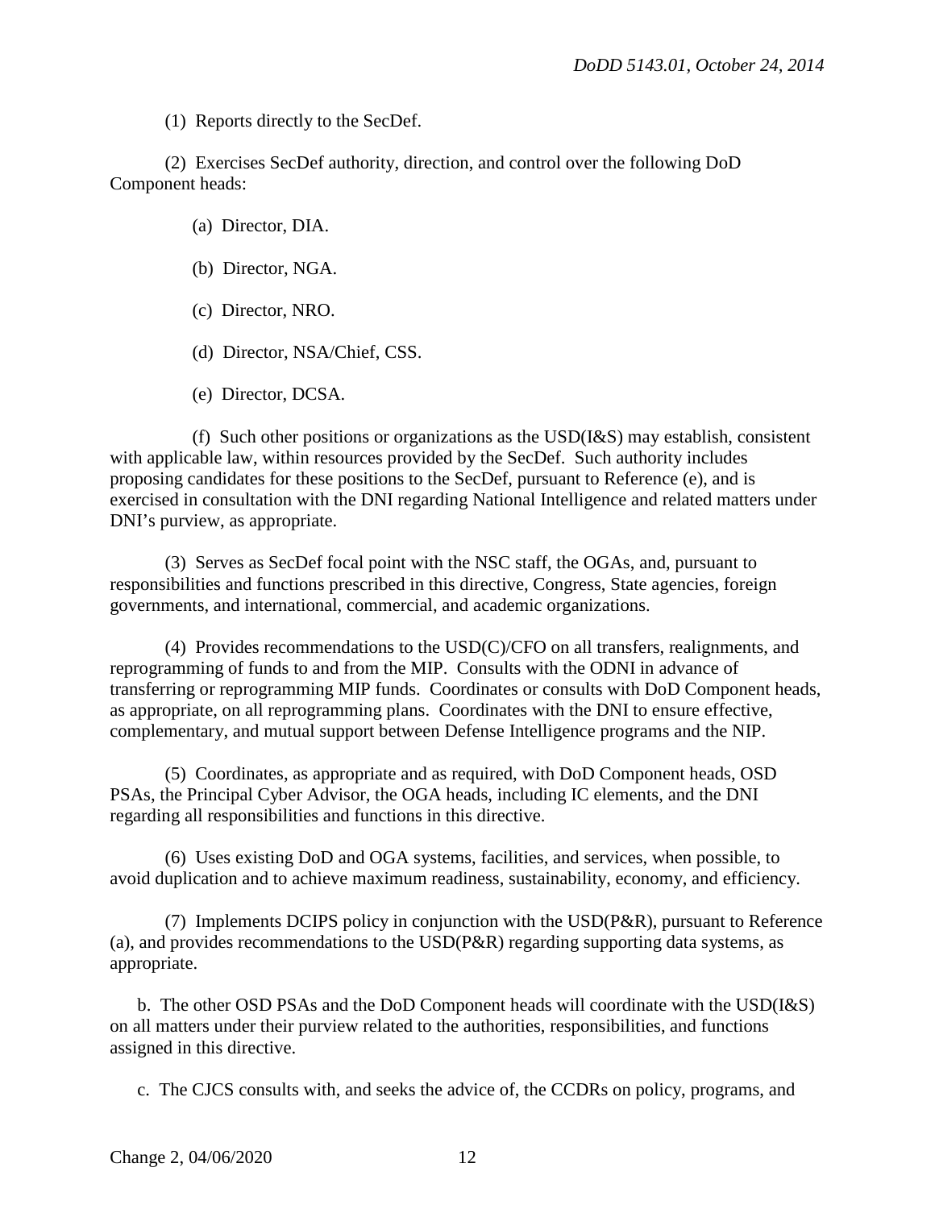(1) Reports directly to the SecDef.

(2) Exercises SecDef authority, direction, and control over the following DoD Component heads:

(a) Director, DIA.

(b) Director, NGA.

(c) Director, NRO.

(d) Director, NSA/Chief, CSS.

(e) Director, DCSA.

(f) Such other positions or organizations as the USD(I&S) may establish, consistent with applicable law, within resources provided by the SecDef. Such authority includes proposing candidates for these positions to the SecDef, pursuant to Reference (e), and is exercised in consultation with the DNI regarding National Intelligence and related matters under DNI's purview, as appropriate.

(3) Serves as SecDef focal point with the NSC staff, the OGAs, and, pursuant to responsibilities and functions prescribed in this directive, Congress, State agencies, foreign governments, and international, commercial, and academic organizations.

(4) Provides recommendations to the USD(C)/CFO on all transfers, realignments, and reprogramming of funds to and from the MIP. Consults with the ODNI in advance of transferring or reprogramming MIP funds. Coordinates or consults with DoD Component heads, as appropriate, on all reprogramming plans. Coordinates with the DNI to ensure effective, complementary, and mutual support between Defense Intelligence programs and the NIP.

(5) Coordinates, as appropriate and as required, with DoD Component heads, OSD PSAs, the Principal Cyber Advisor, the OGA heads, including IC elements, and the DNI regarding all responsibilities and functions in this directive.

(6) Uses existing DoD and OGA systems, facilities, and services, when possible, to avoid duplication and to achieve maximum readiness, sustainability, economy, and efficiency.

(7) Implements DCIPS policy in conjunction with the USD(P&R), pursuant to Reference (a), and provides recommendations to the USD(P&R) regarding supporting data systems, as appropriate.

b. The other OSD PSAs and the DoD Component heads will coordinate with the USD(I&S) on all matters under their purview related to the authorities, responsibilities, and functions assigned in this directive.

c. The CJCS consults with, and seeks the advice of, the CCDRs on policy, programs, and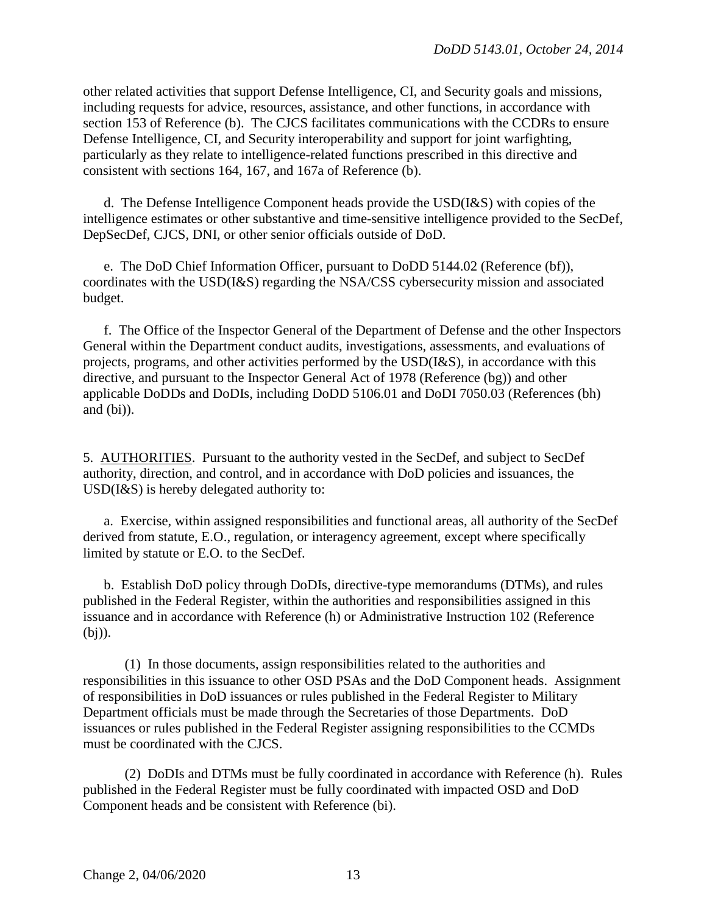other related activities that support Defense Intelligence, CI, and Security goals and missions, including requests for advice, resources, assistance, and other functions, in accordance with section 153 of Reference (b). The CJCS facilitates communications with the CCDRs to ensure Defense Intelligence, CI, and Security interoperability and support for joint warfighting, particularly as they relate to intelligence-related functions prescribed in this directive and consistent with sections 164, 167, and 167a of Reference (b).

d. The Defense Intelligence Component heads provide the USD(I&S) with copies of the intelligence estimates or other substantive and time-sensitive intelligence provided to the SecDef, DepSecDef, CJCS, DNI, or other senior officials outside of DoD.

e. The DoD Chief Information Officer, pursuant to DoDD 5144.02 (Reference (bf)), coordinates with the USD(I&S) regarding the NSA/CSS cybersecurity mission and associated budget.

f. The Office of the Inspector General of the Department of Defense and the other Inspectors General within the Department conduct audits, investigations, assessments, and evaluations of projects, programs, and other activities performed by the USD(I&S), in accordance with this directive, and pursuant to the Inspector General Act of 1978 (Reference (bg)) and other applicable DoDDs and DoDIs, including DoDD 5106.01 and DoDI 7050.03 (References (bh) and (bi)).

5. AUTHORITIES. Pursuant to the authority vested in the SecDef, and subject to SecDef authority, direction, and control, and in accordance with DoD policies and issuances, the USD(I&S) is hereby delegated authority to:

a. Exercise, within assigned responsibilities and functional areas, all authority of the SecDef derived from statute, E.O., regulation, or interagency agreement, except where specifically limited by statute or E.O. to the SecDef.

b. Establish DoD policy through DoDIs, directive-type memorandums (DTMs), and rules published in the Federal Register, within the authorities and responsibilities assigned in this issuance and in accordance with Reference (h) or Administrative Instruction 102 (Reference (bj)).

(1) In those documents, assign responsibilities related to the authorities and responsibilities in this issuance to other OSD PSAs and the DoD Component heads. Assignment of responsibilities in DoD issuances or rules published in the Federal Register to Military Department officials must be made through the Secretaries of those Departments. DoD issuances or rules published in the Federal Register assigning responsibilities to the CCMDs must be coordinated with the CJCS.

(2) DoDIs and DTMs must be fully coordinated in accordance with Reference (h). Rules published in the Federal Register must be fully coordinated with impacted OSD and DoD Component heads and be consistent with Reference (bi).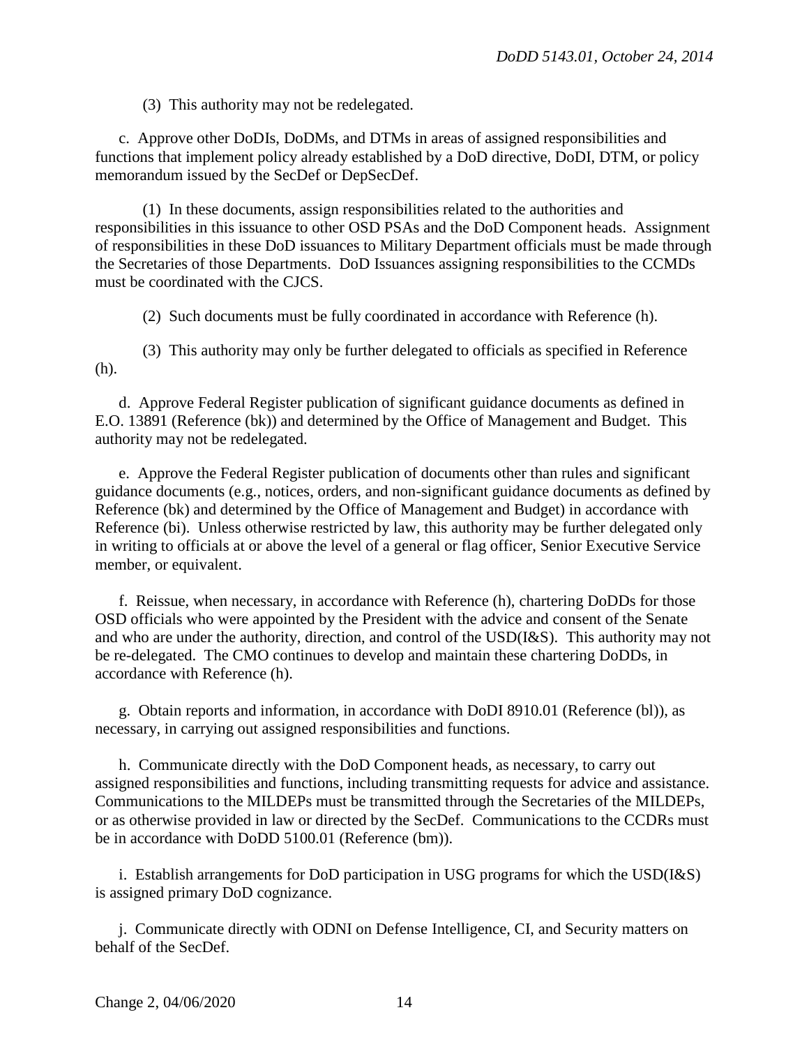(3) This authority may not be redelegated.

c. Approve other DoDIs, DoDMs, and DTMs in areas of assigned responsibilities and functions that implement policy already established by a DoD directive, DoDI, DTM, or policy memorandum issued by the SecDef or DepSecDef.

(1) In these documents, assign responsibilities related to the authorities and responsibilities in this issuance to other OSD PSAs and the DoD Component heads. Assignment of responsibilities in these DoD issuances to Military Department officials must be made through the Secretaries of those Departments. DoD Issuances assigning responsibilities to the CCMDs must be coordinated with the CJCS.

(2) Such documents must be fully coordinated in accordance with Reference (h).

(3) This authority may only be further delegated to officials as specified in Reference (h).

d. Approve Federal Register publication of significant guidance documents as defined in E.O. 13891 (Reference (bk)) and determined by the Office of Management and Budget. This authority may not be redelegated.

e. Approve the Federal Register publication of documents other than rules and significant guidance documents (e.g., notices, orders, and non-significant guidance documents as defined by Reference (bk) and determined by the Office of Management and Budget) in accordance with Reference (bi). Unless otherwise restricted by law, this authority may be further delegated only in writing to officials at or above the level of a general or flag officer, Senior Executive Service member, or equivalent.

f. Reissue, when necessary, in accordance with Reference (h), chartering DoDDs for those OSD officials who were appointed by the President with the advice and consent of the Senate and who are under the authority, direction, and control of the USD(I&S). This authority may not be re-delegated. The CMO continues to develop and maintain these chartering DoDDs, in accordance with Reference (h).

g. Obtain reports and information, in accordance with DoDI 8910.01 (Reference (bl)), as necessary, in carrying out assigned responsibilities and functions.

h. Communicate directly with the DoD Component heads, as necessary, to carry out assigned responsibilities and functions, including transmitting requests for advice and assistance. Communications to the MILDEPs must be transmitted through the Secretaries of the MILDEPs, or as otherwise provided in law or directed by the SecDef. Communications to the CCDRs must be in accordance with DoDD 5100.01 (Reference (bm)).

i. Establish arrangements for DoD participation in USG programs for which the USD(I&S) is assigned primary DoD cognizance.

j. Communicate directly with ODNI on Defense Intelligence, CI, and Security matters on behalf of the SecDef.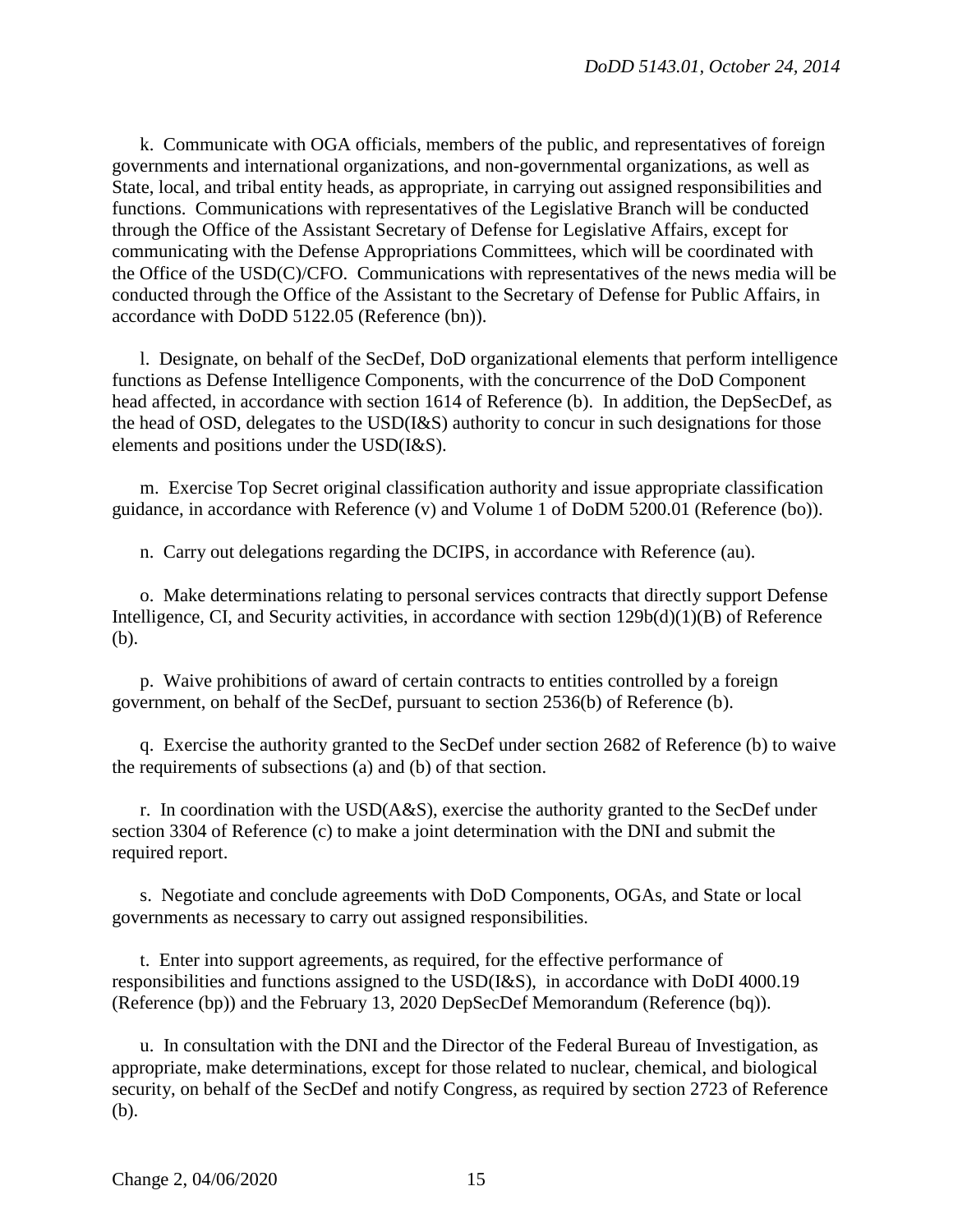k. Communicate with OGA officials, members of the public, and representatives of foreign governments and international organizations, and non-governmental organizations, as well as State, local, and tribal entity heads, as appropriate, in carrying out assigned responsibilities and functions. Communications with representatives of the Legislative Branch will be conducted through the Office of the Assistant Secretary of Defense for Legislative Affairs, except for communicating with the Defense Appropriations Committees, which will be coordinated with the Office of the USD(C)/CFO. Communications with representatives of the news media will be conducted through the Office of the Assistant to the Secretary of Defense for Public Affairs, in accordance with DoDD 5122.05 (Reference (bn)).

l. Designate, on behalf of the SecDef, DoD organizational elements that perform intelligence functions as Defense Intelligence Components, with the concurrence of the DoD Component head affected, in accordance with section 1614 of Reference (b). In addition, the DepSecDef, as the head of OSD, delegates to the USD(I&S) authority to concur in such designations for those elements and positions under the USD(I&S).

m. Exercise Top Secret original classification authority and issue appropriate classification guidance, in accordance with Reference (v) and Volume 1 of DoDM 5200.01 (Reference (bo)).

n. Carry out delegations regarding the DCIPS, in accordance with Reference (au).

o. Make determinations relating to personal services contracts that directly support Defense Intelligence, CI, and Security activities, in accordance with section 129b(d)(1)(B) of Reference (b).

p. Waive prohibitions of award of certain contracts to entities controlled by a foreign government, on behalf of the SecDef, pursuant to section 2536(b) of Reference (b).

q. Exercise the authority granted to the SecDef under section 2682 of Reference (b) to waive the requirements of subsections (a) and (b) of that section.

r. In coordination with the USD(A&S), exercise the authority granted to the SecDef under section 3304 of Reference (c) to make a joint determination with the DNI and submit the required report.

s. Negotiate and conclude agreements with DoD Components, OGAs, and State or local governments as necessary to carry out assigned responsibilities.

t. Enter into support agreements, as required, for the effective performance of responsibilities and functions assigned to the USD(I&S), in accordance with DoDI 4000.19 (Reference (bp)) and the February 13, 2020 DepSecDef Memorandum (Reference (bq)).

u. In consultation with the DNI and the Director of the Federal Bureau of Investigation, as appropriate, make determinations, except for those related to nuclear, chemical, and biological security, on behalf of the SecDef and notify Congress, as required by section 2723 of Reference (b).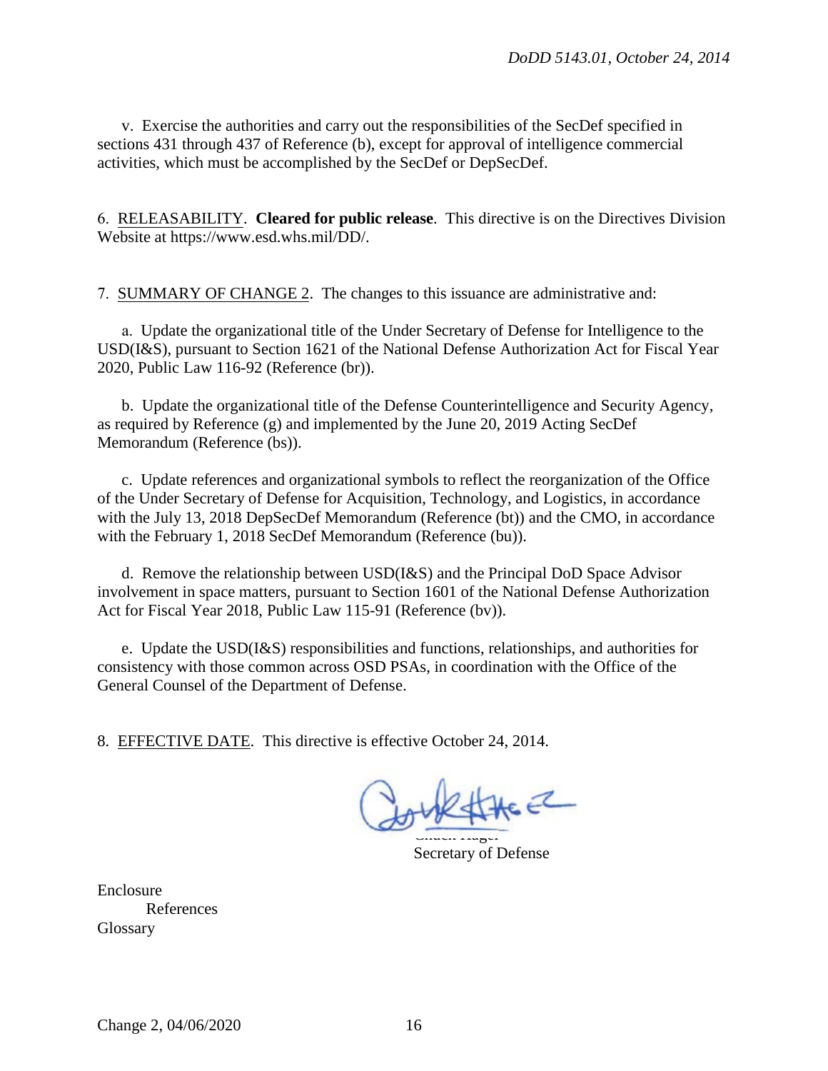v. Exercise the authorities and carry out the responsibilities of the SecDef specified in sections 431 through 437 of Reference (b), except for approval of intelligence commercial activities, which must be accomplished by the SecDef or DepSecDef.

6. RELEASABILITY. **Cleared for public release**. This directive is on the Directives Division Website at https://www.esd.whs.mil/DD/.

7. SUMMARY OF CHANGE 2. The changes to this issuance are administrative and:

a. Update the organizational title of the Under Secretary of Defense for Intelligence to the USD(I&S), pursuant to Section 1621 of the National Defense Authorization Act for Fiscal Year 2020, Public Law 116-92 (Reference (br)).

b. Update the organizational title of the Defense Counterintelligence and Security Agency, as required by Reference (g) and implemented by the June 20, 2019 Acting SecDef Memorandum (Reference (bs)).

c. Update references and organizational symbols to reflect the reorganization of the Office of the Under Secretary of Defense for Acquisition, Technology, and Logistics, in accordance with the July 13, 2018 DepSecDef Memorandum (Reference (bt)) and the CMO, in accordance with the February 1, 2018 SecDef Memorandum (Reference (bu)).

d. Remove the relationship between USD(I&S) and the Principal DoD Space Advisor involvement in space matters, pursuant to Section 1601 of the National Defense Authorization Act for Fiscal Year 2018, Public Law 115-91 (Reference (bv)).

e. Update the USD(I&S) responsibilities and functions, relationships, and authorities for consistency with those common across OSD PSAs, in coordination with the Office of the General Counsel of the Department of Defense.

8. EFFECTIVE DATE. This directive is effective October 24, 2014.

Chuck Hagel
Secretary of Defense

Enclosure
References
Glossary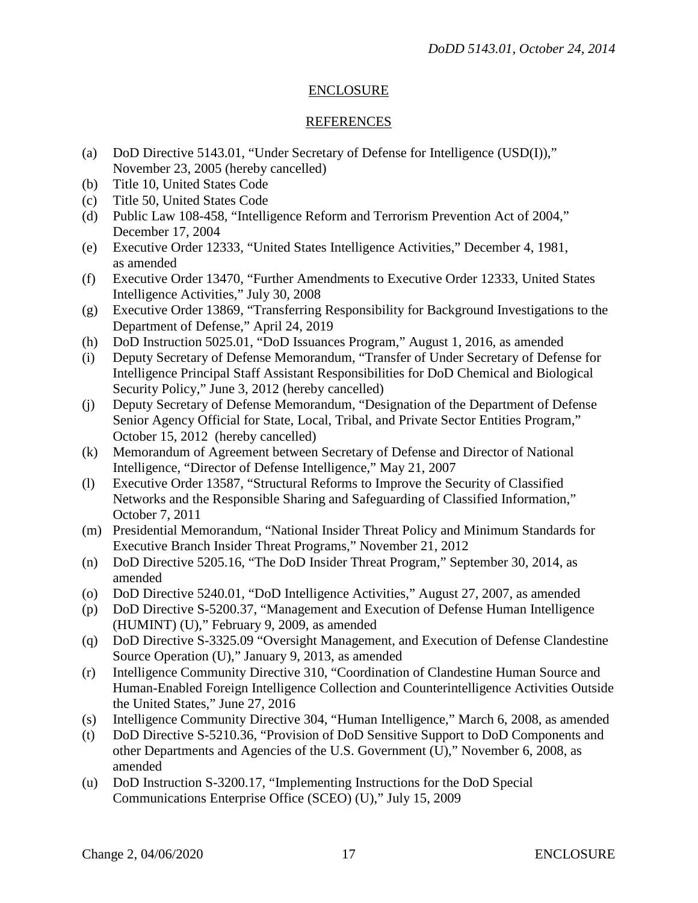## ENCLOSURE

## REFERENCES

(a) DoD Directive 5143.01, "Under Secretary of Defense for Intelligence (USD(I))," November 23, 2005 (hereby cancelled)
(b) Title 10, United States Code
(c) Title 50, United States Code
(d) Public Law 108-458, "Intelligence Reform and Terrorism Prevention Act of 2004," December 17, 2004
(e) Executive Order 12333, "United States Intelligence Activities," December 4, 1981, as amended
(f) Executive Order 13470, "Further Amendments to Executive Order 12333, United States Intelligence Activities," July 30, 2008
(g) Executive Order 13869, "Transferring Responsibility for Background Investigations to the Department of Defense," April 24, 2019
(h) DoD Instruction 5025.01, "DoD Issuances Program," August 1, 2016, as amended
(i) Deputy Secretary of Defense Memorandum, "Transfer of Under Secretary of Defense for Intelligence Principal Staff Assistant Responsibilities for DoD Chemical and Biological Security Policy," June 3, 2012 (hereby cancelled)
(j) Deputy Secretary of Defense Memorandum, "Designation of the Department of Defense Senior Agency Official for State, Local, Tribal, and Private Sector Entities Program," October 15, 2012 (hereby cancelled)
(k) Memorandum of Agreement between Secretary of Defense and Director of National Intelligence, "Director of Defense Intelligence," May 21, 2007
(l) Executive Order 13587, "Structural Reforms to Improve the Security of Classified Networks and the Responsible Sharing and Safeguarding of Classified Information," October 7, 2011
(m) Presidential Memorandum, "National Insider Threat Policy and Minimum Standards for Executive Branch Insider Threat Programs," November 21, 2012
(n) DoD Directive 5205.16, "The DoD Insider Threat Program," September 30, 2014, as amended
(o) DoD Directive 5240.01, "DoD Intelligence Activities," August 27, 2007, as amended
(p) DoD Directive S-5200.37, "Management and Execution of Defense Human Intelligence (HUMINT) (U)," February 9, 2009, as amended
(q) DoD Directive S-3325.09 "Oversight Management, and Execution of Defense Clandestine Source Operation (U)," January 9, 2013, as amended
(r) Intelligence Community Directive 310, "Coordination of Clandestine Human Source and Human-Enabled Foreign Intelligence Collection and Counterintelligence Activities Outside the United States," June 27, 2016
(s) Intelligence Community Directive 304, "Human Intelligence," March 6, 2008, as amended
(t) DoD Directive S-5210.36, "Provision of DoD Sensitive Support to DoD Components and other Departments and Agencies of the U.S. Government (U)," November 6, 2008, as amended
(u) DoD Instruction S-3200.17, "Implementing Instructions for the DoD Special Communications Enterprise Office (SCEO) (U)," July 15, 2009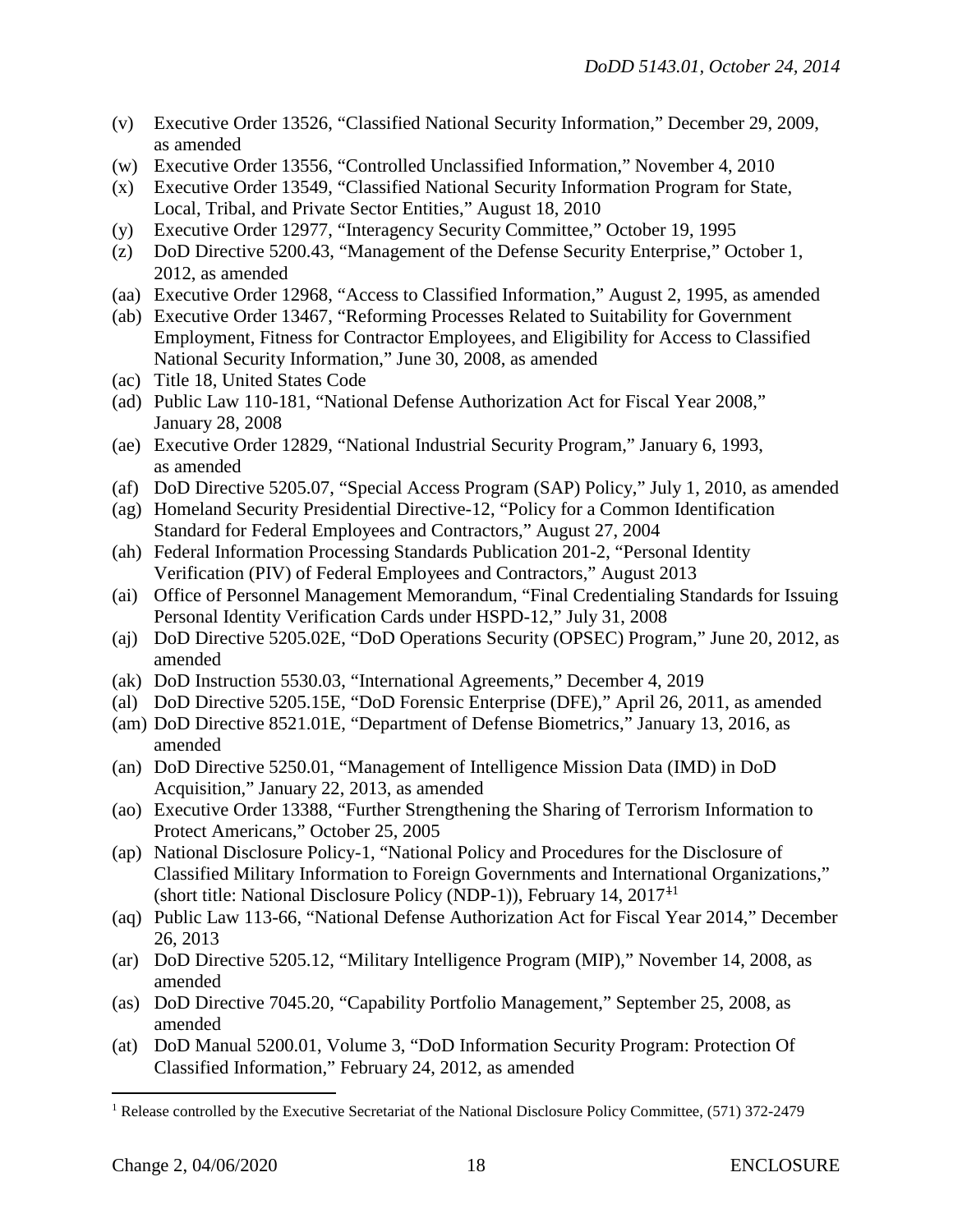- (v) Executive Order 13526, "Classified National Security Information," December 29, 2009, as amended
- (w) Executive Order 13556, "Controlled Unclassified Information," November 4, 2010
- (x) Executive Order 13549, "Classified National Security Information Program for State, Local, Tribal, and Private Sector Entities," August 18, 2010
- (y) Executive Order 12977, "Interagency Security Committee," October 19, 1995
- (z) DoD Directive 5200.43, "Management of the Defense Security Enterprise," October 1, 2012, as amended
- (aa) Executive Order 12968, "Access to Classified Information," August 2, 1995, as amended
- (ab) Executive Order 13467, "Reforming Processes Related to Suitability for Government Employment, Fitness for Contractor Employees, and Eligibility for Access to Classified National Security Information," June 30, 2008, as amended
- (ac) Title 18, United States Code
- (ad) Public Law 110-181, "National Defense Authorization Act for Fiscal Year 2008," January 28, 2008
- (ae) Executive Order 12829, "National Industrial Security Program," January 6, 1993, as amended
- (af) DoD Directive 5205.07, "Special Access Program (SAP) Policy," July 1, 2010, as amended
- (ag) Homeland Security Presidential Directive-12, "Policy for a Common Identification Standard for Federal Employees and Contractors," August 27, 2004
- (ah) Federal Information Processing Standards Publication 201-2, "Personal Identity Verification (PIV) of Federal Employees and Contractors," August 2013
- (ai) Office of Personnel Management Memorandum, "Final Credentialing Standards for Issuing Personal Identity Verification Cards under HSPD-12," July 31, 2008
- (aj) DoD Directive 5205.02E, "DoD Operations Security (OPSEC) Program," June 20, 2012, as amended
- (ak) DoD Instruction 5530.03, "International Agreements," December 4, 2019
- (al) DoD Directive 5205.15E, "DoD Forensic Enterprise (DFE)," April 26, 2011, as amended
- (am) DoD Directive 8521.01E, "Department of Defense Biometrics," January 13, 2016, as amended
- (an) DoD Directive 5250.01, "Management of Intelligence Mission Data (IMD) in DoD Acquisition," January 22, 2013, as amended
- (ao) Executive Order 13388, "Further Strengthening the Sharing of Terrorism Information to Protect Americans," October 25, 2005
- (ap) National Disclosure Policy-1, "National Policy and Procedures for the Disclosure of Classified Military Information to Foreign Governments and International Organizations," (short title: National Disclosure Policy (NDP-1)), February 14, 2017[1]
- (aq) Public Law 113-66, "National Defense Authorization Act for Fiscal Year 2014," December 26, 2013
- (ar) DoD Directive 5205.12, "Military Intelligence Program (MIP)," November 14, 2008, as amended
- (as) DoD Directive 7045.20, "Capability Portfolio Management," September 25, 2008, as amended
- (at) DoD Manual 5200.01, Volume 3, "DoD Information Security Program: Protection Of Classified Information," February 24, 2012, as amended

[1] Release controlled by the Executive Secretariat of the National Disclosure Policy Committee, (571) 372-2479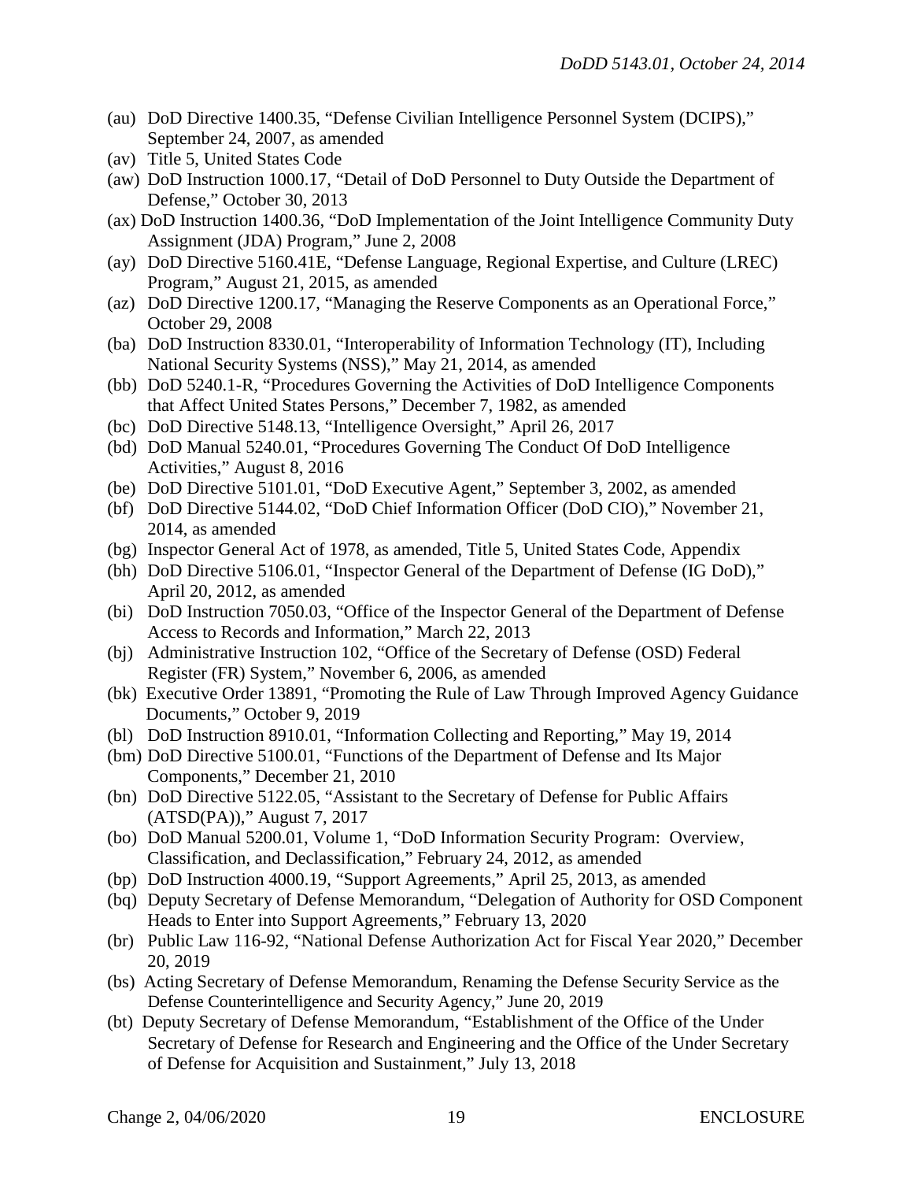(au) DoD Directive 1400.35, "Defense Civilian Intelligence Personnel System (DCIPS)," September 24, 2007, as amended

(av) Title 5, United States Code

(aw) DoD Instruction 1000.17, "Detail of DoD Personnel to Duty Outside the Department of Defense," October 30, 2013

(ax) DoD Instruction 1400.36, "DoD Implementation of the Joint Intelligence Community Duty Assignment (JDA) Program," June 2, 2008

(ay) DoD Directive 5160.41E, "Defense Language, Regional Expertise, and Culture (LREC) Program," August 21, 2015, as amended

(az) DoD Directive 1200.17, "Managing the Reserve Components as an Operational Force," October 29, 2008

(ba) DoD Instruction 8330.01, "Interoperability of Information Technology (IT), Including National Security Systems (NSS)," May 21, 2014, as amended

(bb) DoD 5240.1-R, "Procedures Governing the Activities of DoD Intelligence Components that Affect United States Persons," December 7, 1982, as amended

(bc) DoD Directive 5148.13, "Intelligence Oversight," April 26, 2017

(bd) DoD Manual 5240.01, "Procedures Governing The Conduct Of DoD Intelligence Activities," August 8, 2016

(be) DoD Directive 5101.01, "DoD Executive Agent," September 3, 2002, as amended

(bf) DoD Directive 5144.02, "DoD Chief Information Officer (DoD CIO)," November 21, 2014, as amended

(bg) Inspector General Act of 1978, as amended, Title 5, United States Code, Appendix

(bh) DoD Directive 5106.01, "Inspector General of the Department of Defense (IG DoD)," April 20, 2012, as amended

(bi) DoD Instruction 7050.03, "Office of the Inspector General of the Department of Defense Access to Records and Information," March 22, 2013

(bj) Administrative Instruction 102, "Office of the Secretary of Defense (OSD) Federal Register (FR) System," November 6, 2006, as amended

(bk) Executive Order 13891, "Promoting the Rule of Law Through Improved Agency Guidance Documents," October 9, 2019

(bl) DoD Instruction 8910.01, "Information Collecting and Reporting," May 19, 2014

(bm) DoD Directive 5100.01, "Functions of the Department of Defense and Its Major Components," December 21, 2010

(bn) DoD Directive 5122.05, "Assistant to the Secretary of Defense for Public Affairs (ATSD(PA))," August 7, 2017

(bo) DoD Manual 5200.01, Volume 1, "DoD Information Security Program: Overview, Classification, and Declassification," February 24, 2012, as amended

(bp) DoD Instruction 4000.19, "Support Agreements," April 25, 2013, as amended

(bq) Deputy Secretary of Defense Memorandum, "Delegation of Authority for OSD Component Heads to Enter into Support Agreements," February 13, 2020

(br) Public Law 116-92, "National Defense Authorization Act for Fiscal Year 2020," December 20, 2019

(bs) Acting Secretary of Defense Memorandum, Renaming the Defense Security Service as the Defense Counterintelligence and Security Agency," June 20, 2019

(bt) Deputy Secretary of Defense Memorandum, "Establishment of the Office of the Under Secretary of Defense for Research and Engineering and the Office of the Under Secretary of Defense for Acquisition and Sustainment," July 13, 2018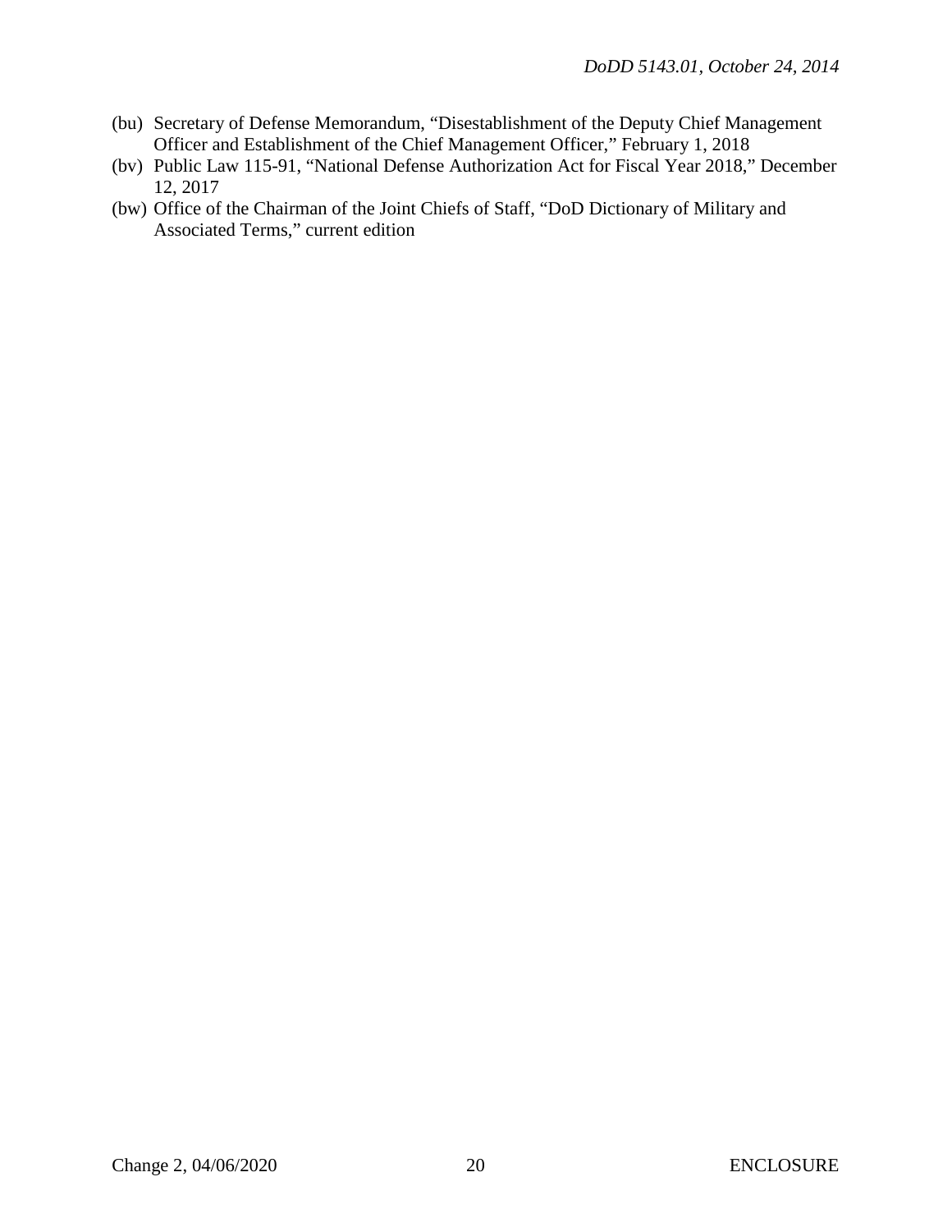(bu) Secretary of Defense Memorandum, "Disestablishment of the Deputy Chief Management Officer and Establishment of the Chief Management Officer," February 1, 2018

(bv) Public Law 115-91, "National Defense Authorization Act for Fiscal Year 2018," December 12, 2017

(bw) Office of the Chairman of the Joint Chiefs of Staff, "DoD Dictionary of Military and Associated Terms," current edition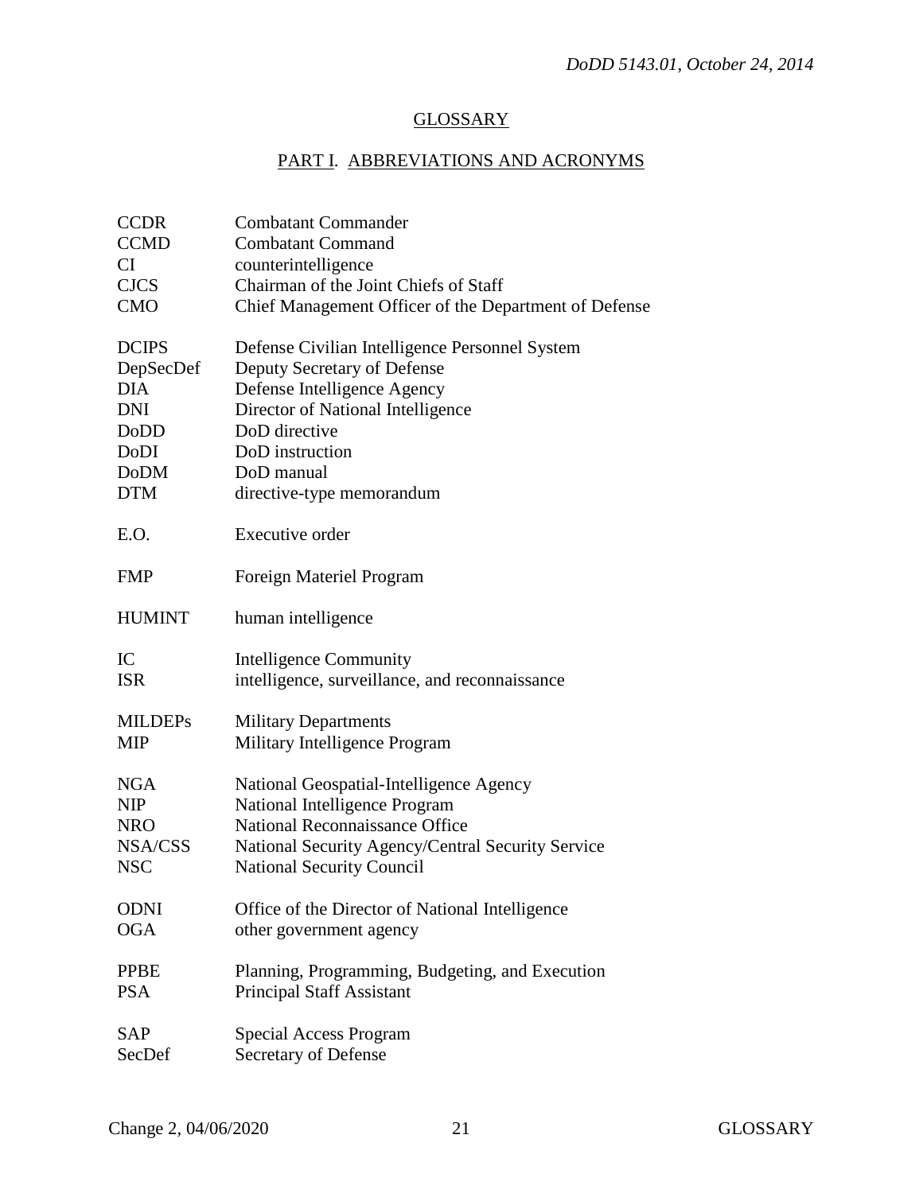## GLOSSARY

### PART I. ABBREVIATIONS AND ACRONYMS

| | |
|---|---|
| CCDR | Combatant Commander |
| CCMD | Combatant Command |
| CI | counterintelligence |
| CJCS | Chairman of the Joint Chiefs of Staff |
| CMO | Chief Management Officer of the Department of Defense |
| DCIPS | Defense Civilian Intelligence Personnel System |
| DepSecDef | Deputy Secretary of Defense |
| DIA | Defense Intelligence Agency |
| DNI | Director of National Intelligence |
| DoDD | DoD directive |
| DoDI | DoD instruction |
| DoDM | DoD manual |
| DTM | directive-type memorandum |
| E.O. | Executive order |
| FMP | Foreign Materiel Program |
| HUMINT | human intelligence |
| IC | Intelligence Community |
| ISR | intelligence, surveillance, and reconnaissance |
| MILDEPs | Military Departments |
| MIP | Military Intelligence Program |
| NGA | National Geospatial-Intelligence Agency |
| NIP | National Intelligence Program |
| NRO | National Reconnaissance Office |
| NSA/CSS | National Security Agency/Central Security Service |
| NSC | National Security Council |
| ODNI | Office of the Director of National Intelligence |
| OGA | other government agency |
| PPBE | Planning, Programming, Budgeting, and Execution |
| PSA | Principal Staff Assistant |
| SAP | Special Access Program |
| SecDef | Secretary of Defense |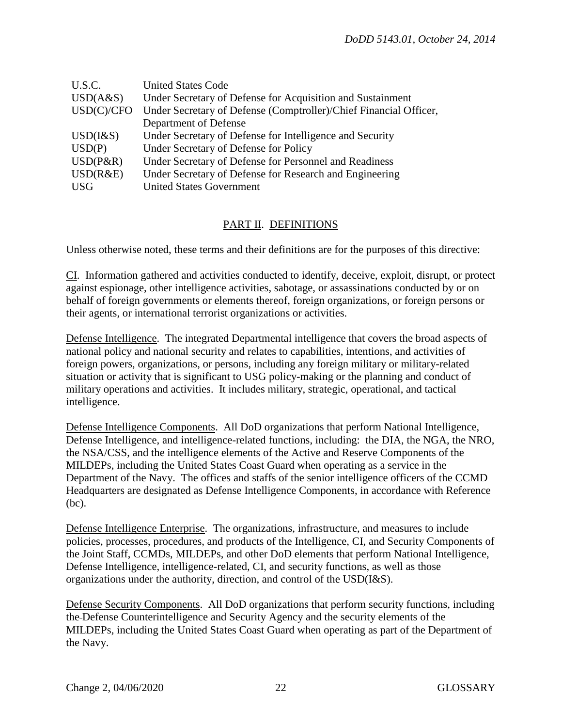| | |
|---|---|
| U.S.C. | United States Code |
| USD(A&S) | Under Secretary of Defense for Acquisition and Sustainment |
| USD(C)/CFO | Under Secretary of Defense (Comptroller)/Chief Financial Officer, Department of Defense |
| USD(I&S) | Under Secretary of Defense for Intelligence and Security |
| USD(P) | Under Secretary of Defense for Policy |
| USD(P&R) | Under Secretary of Defense for Personnel and Readiness |
| USD(R&E) | Under Secretary of Defense for Research and Engineering |
| USG | United States Government |

## PART II. DEFINITIONS

Unless otherwise noted, these terms and their definitions are for the purposes of this directive:

CI. Information gathered and activities conducted to identify, deceive, exploit, disrupt, or protect against espionage, other intelligence activities, sabotage, or assassinations conducted by or on behalf of foreign governments or elements thereof, foreign organizations, or foreign persons or their agents, or international terrorist organizations or activities.

Defense Intelligence. The integrated Departmental intelligence that covers the broad aspects of national policy and national security and relates to capabilities, intentions, and activities of foreign powers, organizations, or persons, including any foreign military or military-related situation or activity that is significant to USG policy-making or the planning and conduct of military operations and activities. It includes military, strategic, operational, and tactical intelligence.

Defense Intelligence Components. All DoD organizations that perform National Intelligence, Defense Intelligence, and intelligence-related functions, including: the DIA, the NGA, the NRO, the NSA/CSS, and the intelligence elements of the Active and Reserve Components of the MILDEPs, including the United States Coast Guard when operating as a service in the Department of the Navy. The offices and staffs of the senior intelligence officers of the CCMD Headquarters are designated as Defense Intelligence Components, in accordance with Reference (bc).

Defense Intelligence Enterprise. The organizations, infrastructure, and measures to include policies, processes, procedures, and products of the Intelligence, CI, and Security Components of the Joint Staff, CCMDs, MILDEPs, and other DoD elements that perform National Intelligence, Defense Intelligence, intelligence-related, CI, and security functions, as well as those organizations under the authority, direction, and control of the USD(I&S).

Defense Security Components. All DoD organizations that perform security functions, including the Defense Counterintelligence and Security Agency and the security elements of the MILDEPs, including the United States Coast Guard when operating as part of the Department of the Navy.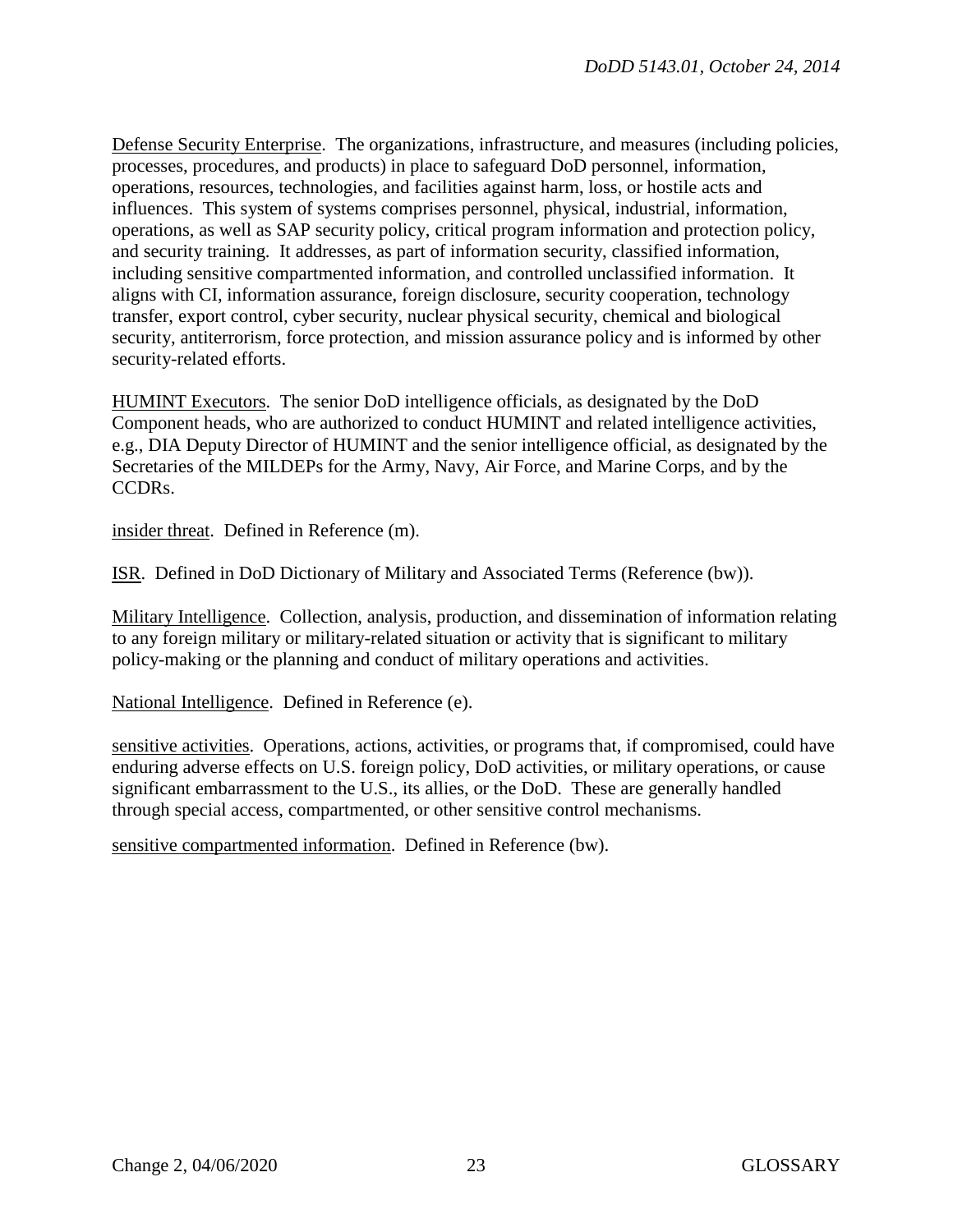Defense Security Enterprise. The organizations, infrastructure, and measures (including policies, processes, procedures, and products) in place to safeguard DoD personnel, information, operations, resources, technologies, and facilities against harm, loss, or hostile acts and influences. This system of systems comprises personnel, physical, industrial, information, operations, as well as SAP security policy, critical program information and protection policy, and security training. It addresses, as part of information security, classified information, including sensitive compartmented information, and controlled unclassified information. It aligns with CI, information assurance, foreign disclosure, security cooperation, technology transfer, export control, cyber security, nuclear physical security, chemical and biological security, antiterrorism, force protection, and mission assurance policy and is informed by other security-related efforts.

HUMINT Executors. The senior DoD intelligence officials, as designated by the DoD Component heads, who are authorized to conduct HUMINT and related intelligence activities, e.g., DIA Deputy Director of HUMINT and the senior intelligence official, as designated by the Secretaries of the MILDEPs for the Army, Navy, Air Force, and Marine Corps, and by the CCDRs.

insider threat. Defined in Reference (m).

ISR. Defined in DoD Dictionary of Military and Associated Terms (Reference (bw)).

Military Intelligence. Collection, analysis, production, and dissemination of information relating to any foreign military or military-related situation or activity that is significant to military policy-making or the planning and conduct of military operations and activities.

National Intelligence. Defined in Reference (e).

sensitive activities. Operations, actions, activities, or programs that, if compromised, could have enduring adverse effects on U.S. foreign policy, DoD activities, or military operations, or cause significant embarrassment to the U.S., its allies, or the DoD. These are generally handled through special access, compartmented, or other sensitive control mechanisms.

sensitive compartmented information. Defined in Reference (bw).